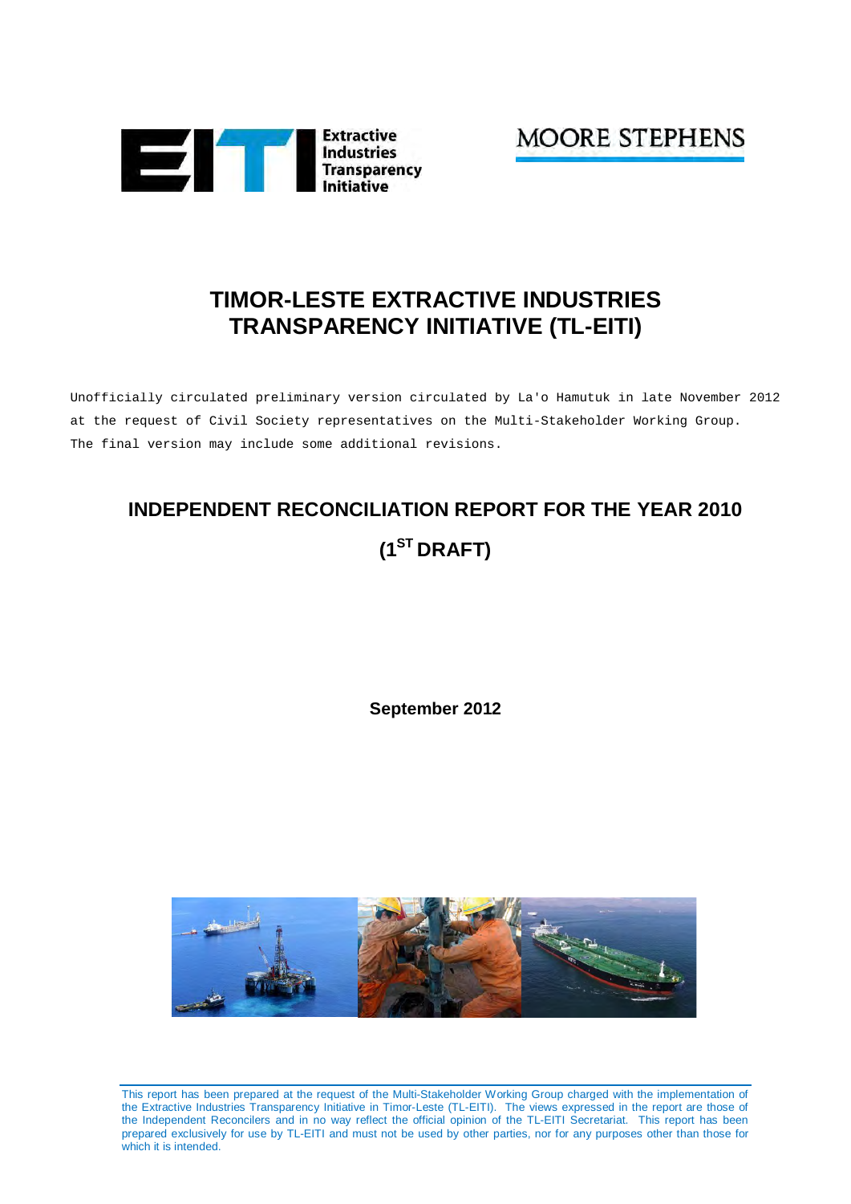Extractive Industries Transparency Initiative

MOORE STEPHENS

# TIMOR-LESTE EXTRACTIVE INDUSTRIES TRANSPARENCY INITIATIVE (TL-EITI)

Unofficially circulated preliminary version circulated by La'o Hamutuk in late November 2012 at the request of Civil Society representatives on the Multi-Stakeholder Working Group. The final version may include some additional revisions.

## INDEPENDENT RECONCILIATION REPORT FOR THE YEAR 2010

## (1ST DRAFT)

**September 2012**

This report has been prepared at the request of the Multi-Stakeholder Working Group charged with the implementation of the Extractive Industries Transparency Initiative in Timor-Leste (TL-EITI). The views expressed in the report are those of the Independent Reconcilers and in no way reflect the official opinion of the TL-EITI Secretariat. This report has been prepared exclusively for use by TL-EITI and must not be used by other parties, nor for any purposes other than those for which it is intended.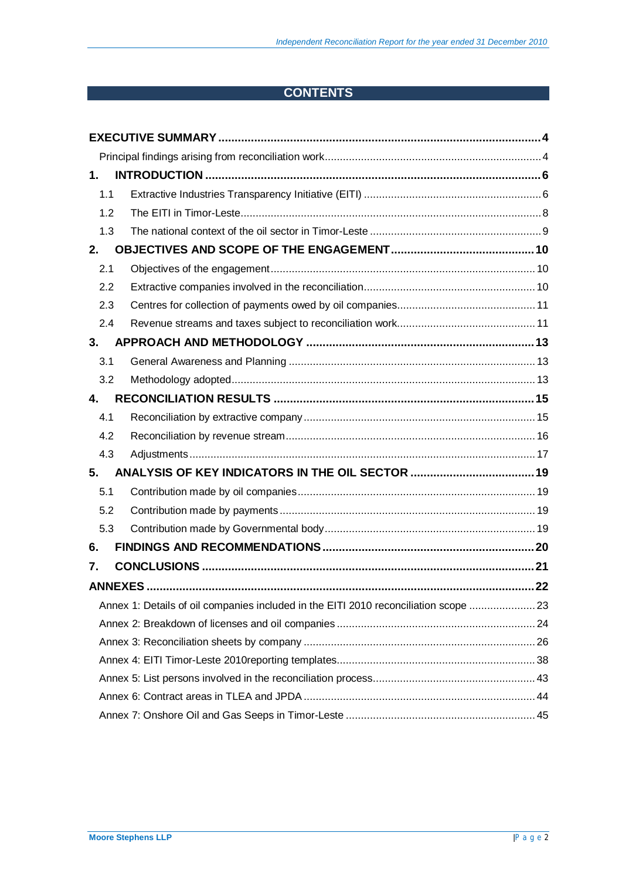# CONTENTS

**EXECUTIVE SUMMARY** .......... **4**

Principal findings arising from reconciliation work .......... 4

**1. INTRODUCTION** .......... **6**

1.1 Extractive Industries Transparency Initiative (EITI) .......... 6

1.2 The EITI in Timor-Leste .......... 8

1.3 The national context of the oil sector in Timor-Leste .......... 9

**2. OBJECTIVES AND SCOPE OF THE ENGAGEMENT** .......... **10**

2.1 Objectives of the engagement .......... 10

2.2 Extractive companies involved in the reconciliation .......... 10

2.3 Centres for collection of payments owed by oil companies .......... 11

2.4 Revenue streams and taxes subject to reconciliation work .......... 11

**3. APPROACH AND METHODOLOGY** .......... **13**

3.1 General Awareness and Planning .......... 13

3.2 Methodology adopted .......... 13

**4. RECONCILIATION RESULTS** .......... **15**

4.1 Reconciliation by extractive company .......... 15

4.2 Reconciliation by revenue stream .......... 16

4.3 Adjustments .......... 17

**5. ANALYSIS OF KEY INDICATORS IN THE OIL SECTOR** .......... **19**

5.1 Contribution made by oil companies .......... 19

5.2 Contribution made by payments .......... 19

5.3 Contribution made by Governmental body .......... 19

**6. FINDINGS AND RECOMMENDATIONS** .......... **20**

**7. CONCLUSIONS** .......... **21**

**ANNEXES** .......... **22**

Annex 1: Details of oil companies included in the EITI 2010 reconciliation scope .......... 23

Annex 2: Breakdown of licenses and oil companies .......... 24

Annex 3: Reconciliation sheets by company .......... 26

Annex 4: EITI Timor-Leste 2010reporting templates .......... 38

Annex 5: List persons involved in the reconciliation process .......... 43

Annex 6: Contract areas in TLEA and JPDA .......... 44

Annex 7: Onshore Oil and Gas Seeps in Timor-Leste .......... 45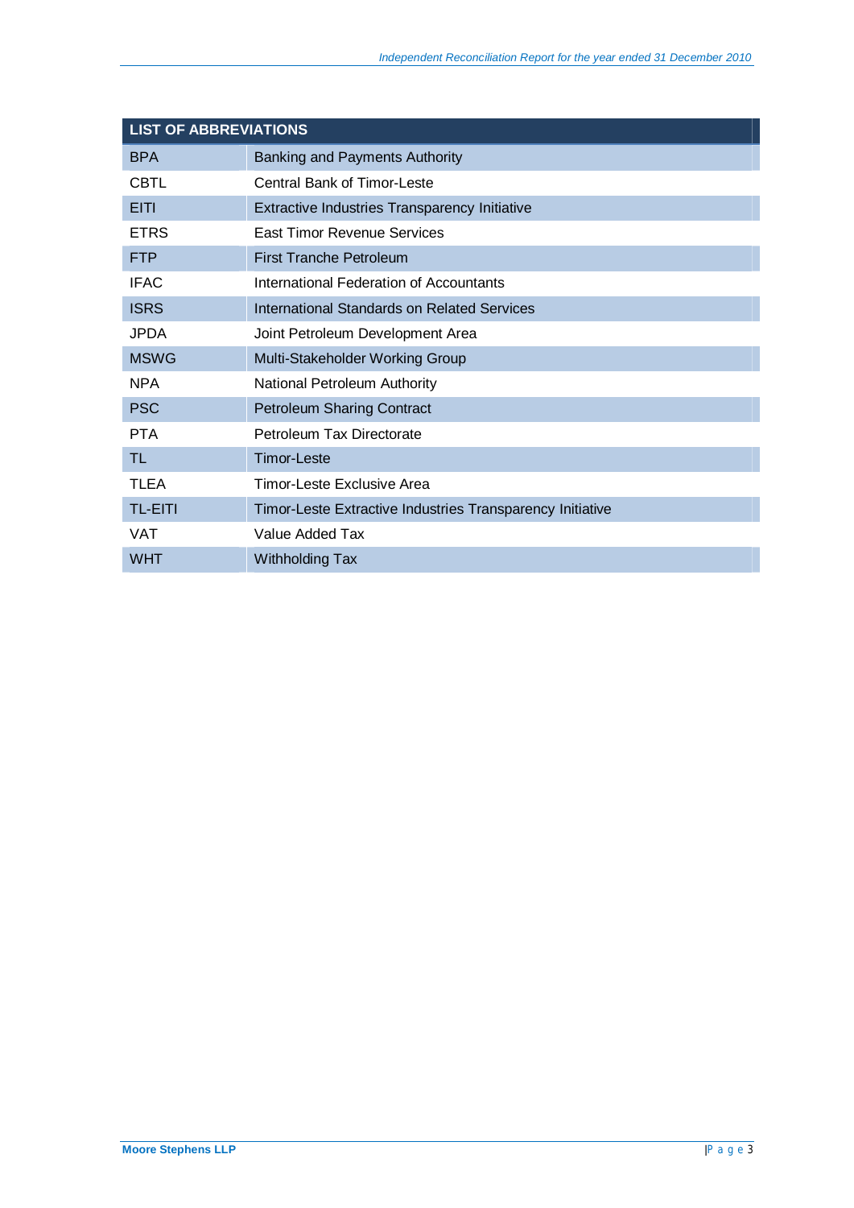| LIST OF ABBREVIATIONS | |
|---|---|
| BPA | Banking and Payments Authority |
| CBTL | Central Bank of Timor-Leste |
| EITI | Extractive Industries Transparency Initiative |
| ETRS | East Timor Revenue Services |
| FTP | First Tranche Petroleum |
| IFAC | International Federation of Accountants |
| ISRS | International Standards on Related Services |
| JPDA | Joint Petroleum Development Area |
| MSWG | Multi-Stakeholder Working Group |
| NPA | National Petroleum Authority |
| PSC | Petroleum Sharing Contract |
| PTA | Petroleum Tax Directorate |
| TL | Timor-Leste |
| TLEA | Timor-Leste Exclusive Area |
| TL-EITI | Timor-Leste Extractive Industries Transparency Initiative |
| VAT | Value Added Tax |
| WHT | Withholding Tax |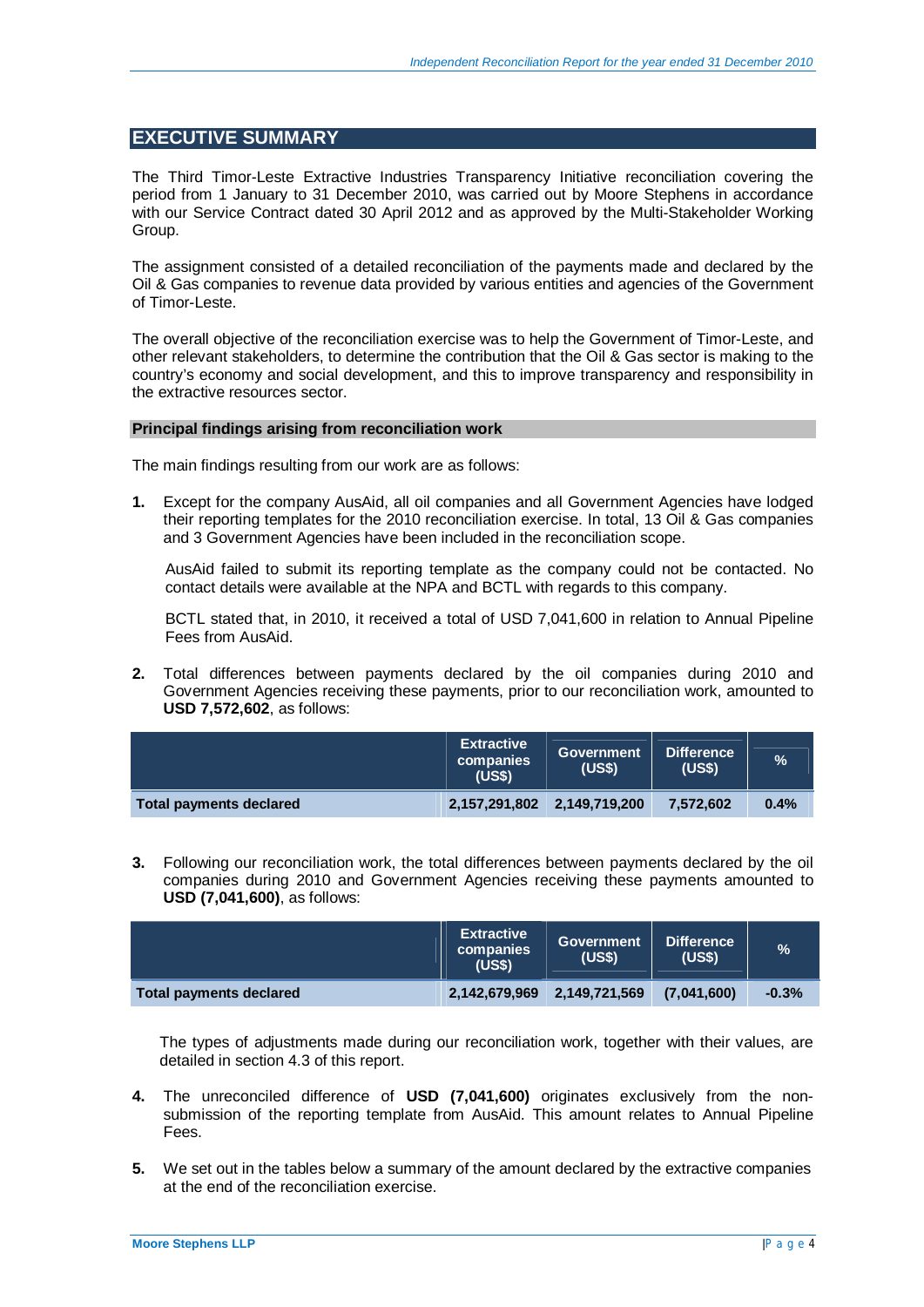## EXECUTIVE SUMMARY

The Third Timor-Leste Extractive Industries Transparency Initiative reconciliation covering the period from 1 January to 31 December 2010, was carried out by Moore Stephens in accordance with our Service Contract dated 30 April 2012 and as approved by the Multi-Stakeholder Working Group.

The assignment consisted of a detailed reconciliation of the payments made and declared by the Oil & Gas companies to revenue data provided by various entities and agencies of the Government of Timor-Leste.

The overall objective of the reconciliation exercise was to help the Government of Timor-Leste, and other relevant stakeholders, to determine the contribution that the Oil & Gas sector is making to the country's economy and social development, and this to improve transparency and responsibility in the extractive resources sector.

### Principal findings arising from reconciliation work

The main findings resulting from our work are as follows:

1. Except for the company AusAid, all oil companies and all Government Agencies have lodged their reporting templates for the 2010 reconciliation exercise. In total, 13 Oil & Gas companies and 3 Government Agencies have been included in the reconciliation scope.

   AusAid failed to submit its reporting template as the company could not be contacted. No contact details were available at the NPA and BCTL with regards to this company.

   BCTL stated that, in 2010, it received a total of USD 7,041,600 in relation to Annual Pipeline Fees from AusAid.

2. Total differences between payments declared by the oil companies during 2010 and Government Agencies receiving these payments, prior to our reconciliation work, amounted to **USD 7,572,602**, as follows:

| | Extractive companies (US$) | Government (US$) | Difference (US$) | % |
|---|---|---|---|---|
| **Total payments declared** | 2,157,291,802 | 2,149,719,200 | 7,572,602 | 0.4% |

3. Following our reconciliation work, the total differences between payments declared by the oil companies during 2010 and Government Agencies receiving these payments amounted to **USD (7,041,600)**, as follows:

| | Extractive companies (US$) | Government (US$) | Difference (US$) | % |
|---|---|---|---|---|
| **Total payments declared** | 2,142,679,969 | 2,149,721,569 | (7,041,600) | -0.3% |

   The types of adjustments made during our reconciliation work, together with their values, are detailed in section 4.3 of this report.

4. The unreconciled difference of **USD (7,041,600)** originates exclusively from the non-submission of the reporting template from AusAid. This amount relates to Annual Pipeline Fees.

5. We set out in the tables below a summary of the amount declared by the extractive companies at the end of the reconciliation exercise.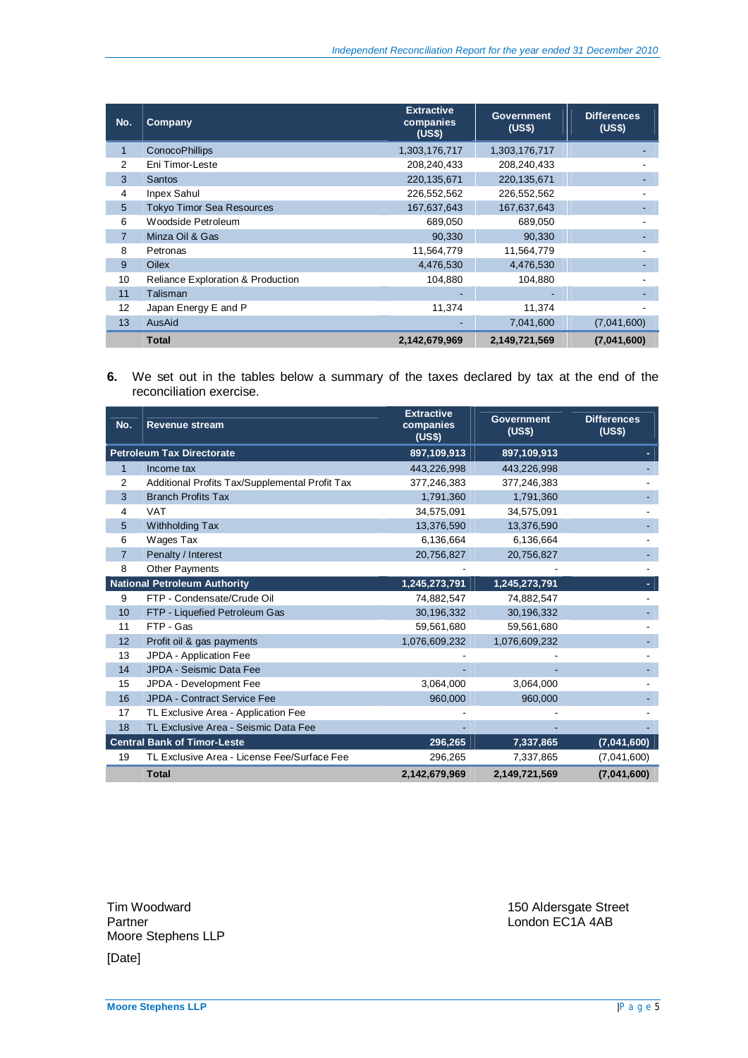| No. | Company | Extractive companies (US$) | Government (US$) | Differences (US$) |
|---|---|---|---|---|
| 1 | ConocoPhillips | 1,303,176,717 | 1,303,176,717 | - |
| 2 | Eni Timor-Leste | 208,240,433 | 208,240,433 | - |
| 3 | Santos | 220,135,671 | 220,135,671 | - |
| 4 | Inpex Sahul | 226,552,562 | 226,552,562 | - |
| 5 | Tokyo Timor Sea Resources | 167,637,643 | 167,637,643 | - |
| 6 | Woodside Petroleum | 689,050 | 689,050 | - |
| 7 | Minza Oil & Gas | 90,330 | 90,330 | - |
| 8 | Petronas | 11,564,779 | 11,564,779 | - |
| 9 | Oilex | 4,476,530 | 4,476,530 | - |
| 10 | Reliance Exploration & Production | 104,880 | 104,880 | - |
| 11 | Talisman | - | - | - |
| 12 | Japan Energy E and P | 11,374 | 11,374 | - |
| 13 | AusAid | - | 7,041,600 | (7,041,600) |
| | **Total** | **2,142,679,969** | **2,149,721,569** | **(7,041,600)** |

**6.** We set out in the tables below a summary of the taxes declared by tax at the end of the reconciliation exercise.

| No. | Revenue stream | Extractive companies (US$) | Government (US$) | Differences (US$) |
|---|---|---|---|---|
| **Petroleum Tax Directorate** | | **897,109,913** | **897,109,913** | **-** |
| 1 | Income tax | 443,226,998 | 443,226,998 | - |
| 2 | Additional Profits Tax/Supplemental Profit Tax | 377,246,383 | 377,246,383 | - |
| 3 | Branch Profits Tax | 1,791,360 | 1,791,360 | - |
| 4 | VAT | 34,575,091 | 34,575,091 | - |
| 5 | Withholding Tax | 13,376,590 | 13,376,590 | - |
| 6 | Wages Tax | 6,136,664 | 6,136,664 | - |
| 7 | Penalty / Interest | 20,756,827 | 20,756,827 | - |
| 8 | Other Payments | - | - | - |
| **National Petroleum Authority** | | **1,245,273,791** | **1,245,273,791** | **-** |
| 9 | FTP - Condensate/Crude Oil | 74,882,547 | 74,882,547 | - |
| 10 | FTP - Liquefied Petroleum Gas | 30,196,332 | 30,196,332 | - |
| 11 | FTP - Gas | 59,561,680 | 59,561,680 | - |
| 12 | Profit oil & gas payments | 1,076,609,232 | 1,076,609,232 | - |
| 13 | JPDA - Application Fee | - | - | - |
| 14 | JPDA - Seismic Data Fee | - | - | - |
| 15 | JPDA - Development Fee | 3,064,000 | 3,064,000 | - |
| 16 | JPDA - Contract Service Fee | 960,000 | 960,000 | - |
| 17 | TL Exclusive Area - Application Fee | - | - | - |
| 18 | TL Exclusive Area - Seismic Data Fee | - | - | - |
| **Central Bank of Timor-Leste** | | **296,265** | **7,337,865** | **(7,041,600)** |
| 19 | TL Exclusive Area - License Fee/Surface Fee | 296,265 | 7,337,865 | (7,041,600) |
| | **Total** | **2,142,679,969** | **2,149,721,569** | **(7,041,600)** |

Tim Woodward
Partner
Moore Stephens LLP

[Date]

150 Aldersgate Street
London EC1A 4AB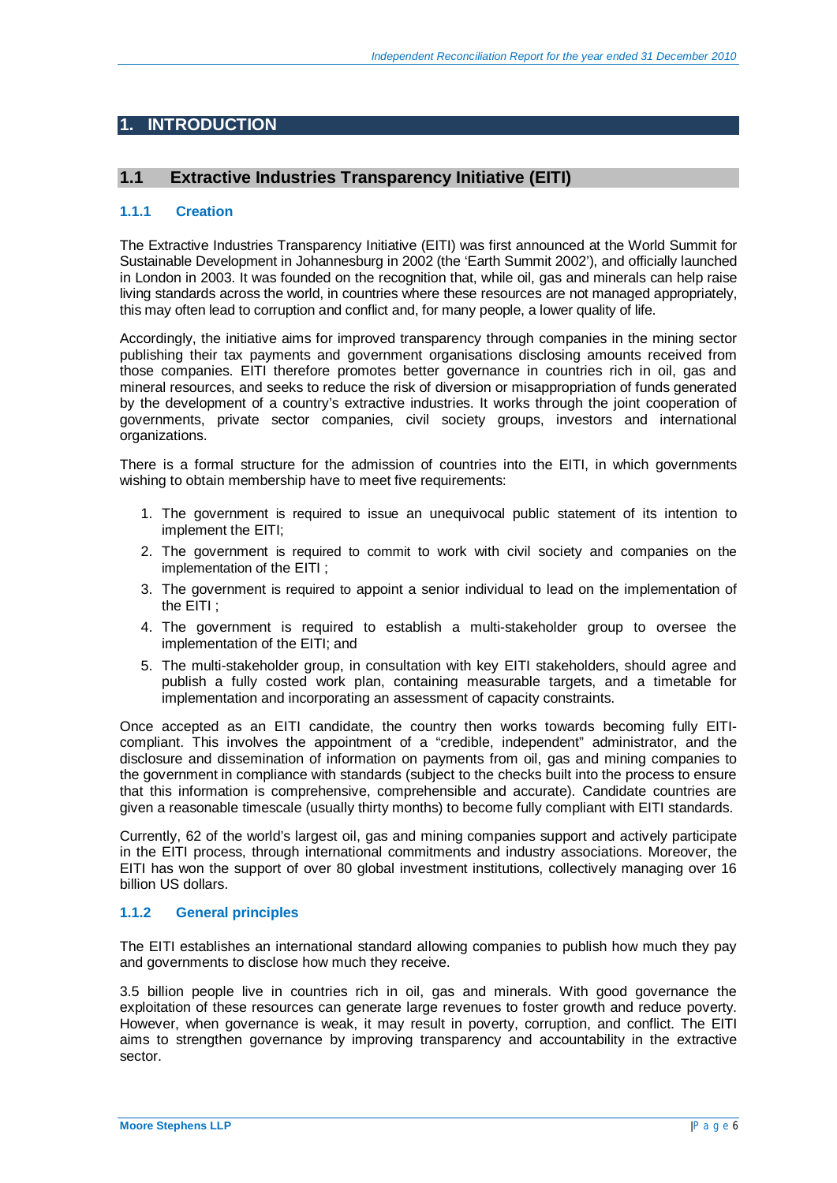# 1. INTRODUCTION

## 1.1 Extractive Industries Transparency Initiative (EITI)

### 1.1.1 Creation

The Extractive Industries Transparency Initiative (EITI) was first announced at the World Summit for Sustainable Development in Johannesburg in 2002 (the 'Earth Summit 2002'), and officially launched in London in 2003. It was founded on the recognition that, while oil, gas and minerals can help raise living standards across the world, in countries where these resources are not managed appropriately, this may often lead to corruption and conflict and, for many people, a lower quality of life.

Accordingly, the initiative aims for improved transparency through companies in the mining sector publishing their tax payments and government organisations disclosing amounts received from those companies. EITI therefore promotes better governance in countries rich in oil, gas and mineral resources, and seeks to reduce the risk of diversion or misappropriation of funds generated by the development of a country's extractive industries. It works through the joint cooperation of governments, private sector companies, civil society groups, investors and international organizations.

There is a formal structure for the admission of countries into the EITI, in which governments wishing to obtain membership have to meet five requirements:

1. The government is required to issue an unequivocal public statement of its intention to implement the EITI;
2. The government is required to commit to work with civil society and companies on the implementation of the EITI ;
3. The government is required to appoint a senior individual to lead on the implementation of the EITI ;
4. The government is required to establish a multi-stakeholder group to oversee the implementation of the EITI; and
5. The multi-stakeholder group, in consultation with key EITI stakeholders, should agree and publish a fully costed work plan, containing measurable targets, and a timetable for implementation and incorporating an assessment of capacity constraints.

Once accepted as an EITI candidate, the country then works towards becoming fully EITI-compliant. This involves the appointment of a "credible, independent" administrator, and the disclosure and dissemination of information on payments from oil, gas and mining companies to the government in compliance with standards (subject to the checks built into the process to ensure that this information is comprehensive, comprehensible and accurate). Candidate countries are given a reasonable timescale (usually thirty months) to become fully compliant with EITI standards.

Currently, 62 of the world's largest oil, gas and mining companies support and actively participate in the EITI process, through international commitments and industry associations. Moreover, the EITI has won the support of over 80 global investment institutions, collectively managing over 16 billion US dollars.

### 1.1.2 General principles

The EITI establishes an international standard allowing companies to publish how much they pay and governments to disclose how much they receive.

3.5 billion people live in countries rich in oil, gas and minerals. With good governance the exploitation of these resources can generate large revenues to foster growth and reduce poverty. However, when governance is weak, it may result in poverty, corruption, and conflict. The EITI aims to strengthen governance by improving transparency and accountability in the extractive sector.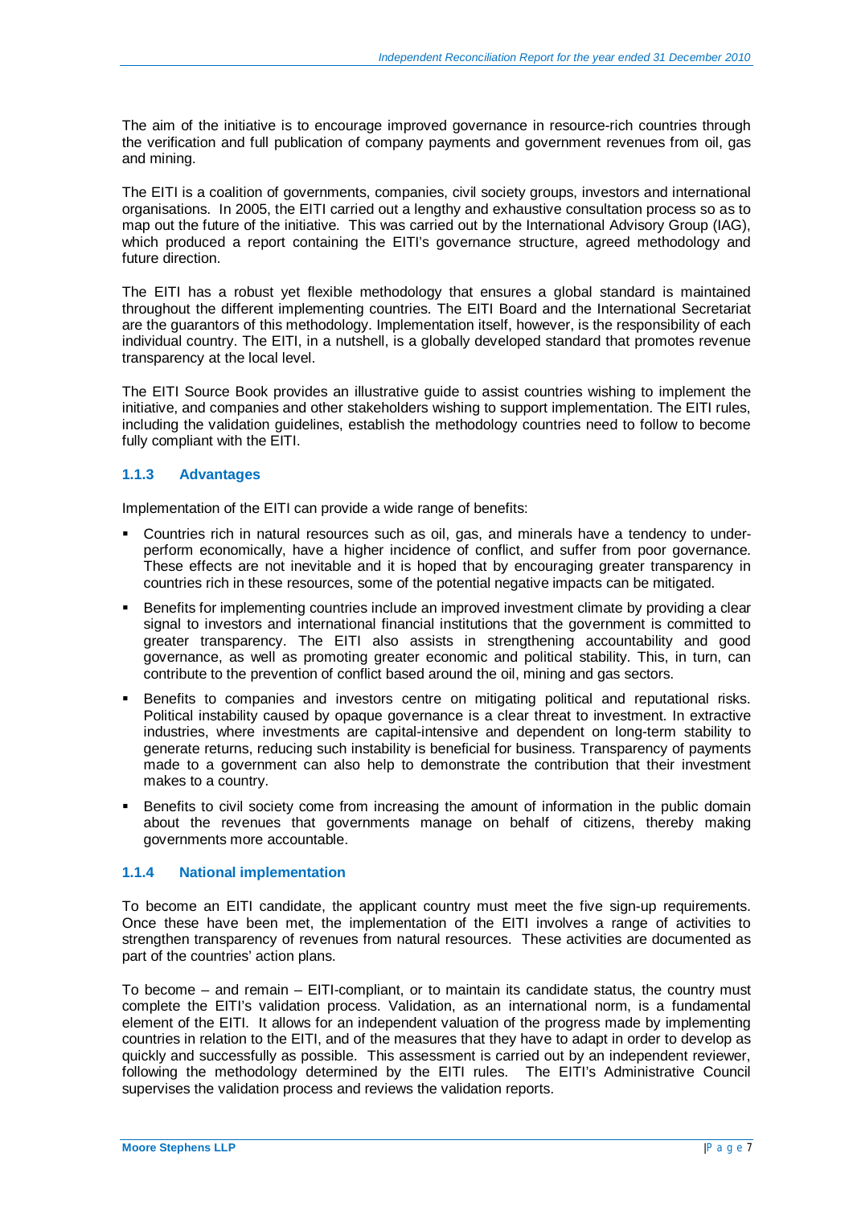The aim of the initiative is to encourage improved governance in resource-rich countries through the verification and full publication of company payments and government revenues from oil, gas and mining.

The EITI is a coalition of governments, companies, civil society groups, investors and international organisations. In 2005, the EITI carried out a lengthy and exhaustive consultation process so as to map out the future of the initiative. This was carried out by the International Advisory Group (IAG), which produced a report containing the EITI's governance structure, agreed methodology and future direction.

The EITI has a robust yet flexible methodology that ensures a global standard is maintained throughout the different implementing countries. The EITI Board and the International Secretariat are the guarantors of this methodology. Implementation itself, however, is the responsibility of each individual country. The EITI, in a nutshell, is a globally developed standard that promotes revenue transparency at the local level.

The EITI Source Book provides an illustrative guide to assist countries wishing to implement the initiative, and companies and other stakeholders wishing to support implementation. The EITI rules, including the validation guidelines, establish the methodology countries need to follow to become fully compliant with the EITI.

### 1.1.3 Advantages

Implementation of the EITI can provide a wide range of benefits:

- Countries rich in natural resources such as oil, gas, and minerals have a tendency to under-perform economically, have a higher incidence of conflict, and suffer from poor governance. These effects are not inevitable and it is hoped that by encouraging greater transparency in countries rich in these resources, some of the potential negative impacts can be mitigated.
- Benefits for implementing countries include an improved investment climate by providing a clear signal to investors and international financial institutions that the government is committed to greater transparency. The EITI also assists in strengthening accountability and good governance, as well as promoting greater economic and political stability. This, in turn, can contribute to the prevention of conflict based around the oil, mining and gas sectors.
- Benefits to companies and investors centre on mitigating political and reputational risks. Political instability caused by opaque governance is a clear threat to investment. In extractive industries, where investments are capital-intensive and dependent on long-term stability to generate returns, reducing such instability is beneficial for business. Transparency of payments made to a government can also help to demonstrate the contribution that their investment makes to a country.
- Benefits to civil society come from increasing the amount of information in the public domain about the revenues that governments manage on behalf of citizens, thereby making governments more accountable.

### 1.1.4 National implementation

To become an EITI candidate, the applicant country must meet the five sign-up requirements. Once these have been met, the implementation of the EITI involves a range of activities to strengthen transparency of revenues from natural resources. These activities are documented as part of the countries' action plans.

To become – and remain – EITI-compliant, or to maintain its candidate status, the country must complete the EITI's validation process. Validation, as an international norm, is a fundamental element of the EITI. It allows for an independent valuation of the progress made by implementing countries in relation to the EITI, and of the measures that they have to adapt in order to develop as quickly and successfully as possible. This assessment is carried out by an independent reviewer, following the methodology determined by the EITI rules. The EITI's Administrative Council supervises the validation process and reviews the validation reports.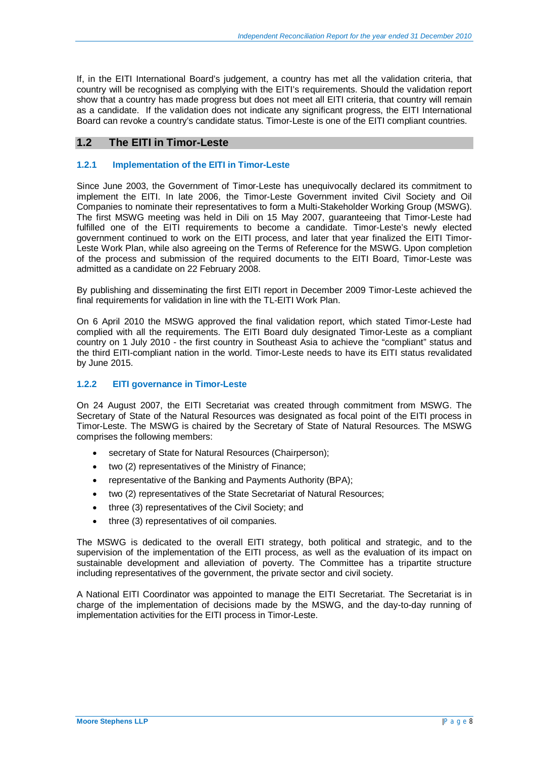If, in the EITI International Board's judgement, a country has met all the validation criteria, that country will be recognised as complying with the EITI's requirements. Should the validation report show that a country has made progress but does not meet all EITI criteria, that country will remain as a candidate. If the validation does not indicate any significant progress, the EITI International Board can revoke a country's candidate status. Timor-Leste is one of the EITI compliant countries.

## 1.2 The EITI in Timor-Leste

### 1.2.1 Implementation of the EITI in Timor-Leste

Since June 2003, the Government of Timor-Leste has unequivocally declared its commitment to implement the EITI. In late 2006, the Timor-Leste Government invited Civil Society and Oil Companies to nominate their representatives to form a Multi-Stakeholder Working Group (MSWG). The first MSWG meeting was held in Dili on 15 May 2007, guaranteeing that Timor-Leste had fulfilled one of the EITI requirements to become a candidate. Timor-Leste's newly elected government continued to work on the EITI process, and later that year finalized the EITI Timor-Leste Work Plan, while also agreeing on the Terms of Reference for the MSWG. Upon completion of the process and submission of the required documents to the EITI Board, Timor-Leste was admitted as a candidate on 22 February 2008.

By publishing and disseminating the first EITI report in December 2009 Timor-Leste achieved the final requirements for validation in line with the TL-EITI Work Plan.

On 6 April 2010 the MSWG approved the final validation report, which stated Timor-Leste had complied with all the requirements. The EITI Board duly designated Timor-Leste as a compliant country on 1 July 2010 - the first country in Southeast Asia to achieve the "compliant" status and the third EITI-compliant nation in the world. Timor-Leste needs to have its EITI status revalidated by June 2015.

### 1.2.2 EITI governance in Timor-Leste

On 24 August 2007, the EITI Secretariat was created through commitment from MSWG. The Secretary of State of the Natural Resources was designated as focal point of the EITI process in Timor-Leste. The MSWG is chaired by the Secretary of State of Natural Resources. The MSWG comprises the following members:

- secretary of State for Natural Resources (Chairperson);
- two (2) representatives of the Ministry of Finance;
- representative of the Banking and Payments Authority (BPA);
- two (2) representatives of the State Secretariat of Natural Resources;
- three (3) representatives of the Civil Society; and
- three (3) representatives of oil companies.

The MSWG is dedicated to the overall EITI strategy, both political and strategic, and to the supervision of the implementation of the EITI process, as well as the evaluation of its impact on sustainable development and alleviation of poverty. The Committee has a tripartite structure including representatives of the government, the private sector and civil society.

A National EITI Coordinator was appointed to manage the EITI Secretariat. The Secretariat is in charge of the implementation of decisions made by the MSWG, and the day-to-day running of implementation activities for the EITI process in Timor-Leste.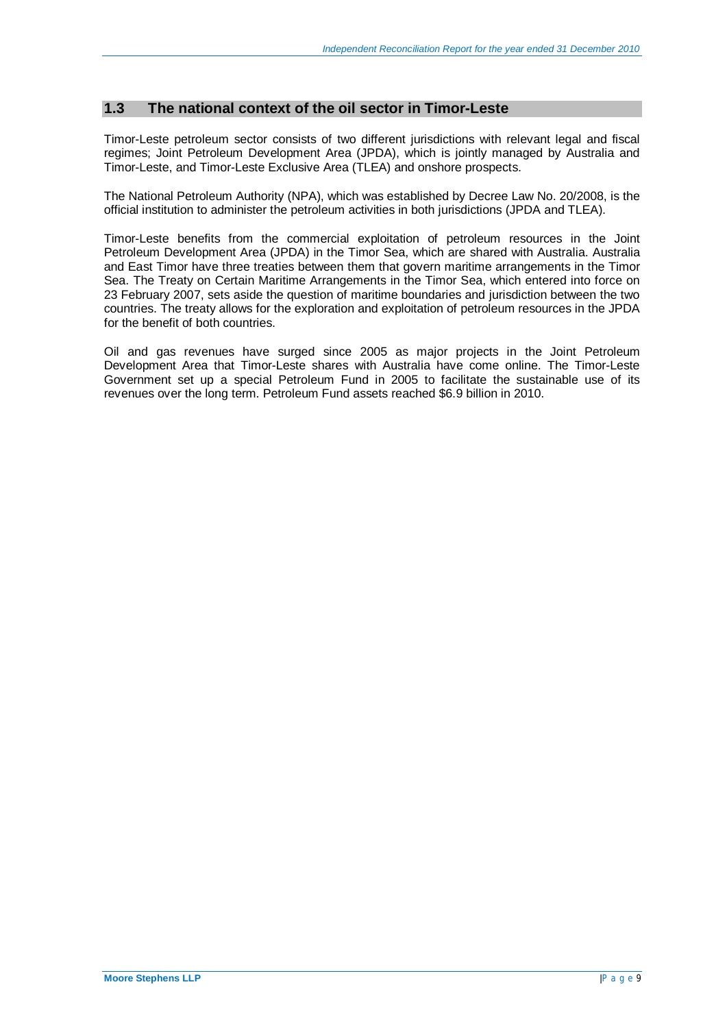## 1.3 The national context of the oil sector in Timor-Leste

Timor-Leste petroleum sector consists of two different jurisdictions with relevant legal and fiscal regimes; Joint Petroleum Development Area (JPDA), which is jointly managed by Australia and Timor-Leste, and Timor-Leste Exclusive Area (TLEA) and onshore prospects.

The National Petroleum Authority (NPA), which was established by Decree Law No. 20/2008, is the official institution to administer the petroleum activities in both jurisdictions (JPDA and TLEA).

Timor-Leste benefits from the commercial exploitation of petroleum resources in the Joint Petroleum Development Area (JPDA) in the Timor Sea, which are shared with Australia. Australia and East Timor have three treaties between them that govern maritime arrangements in the Timor Sea. The Treaty on Certain Maritime Arrangements in the Timor Sea, which entered into force on 23 February 2007, sets aside the question of maritime boundaries and jurisdiction between the two countries. The treaty allows for the exploration and exploitation of petroleum resources in the JPDA for the benefit of both countries.

Oil and gas revenues have surged since 2005 as major projects in the Joint Petroleum Development Area that Timor-Leste shares with Australia have come online. The Timor-Leste Government set up a special Petroleum Fund in 2005 to facilitate the sustainable use of its revenues over the long term. Petroleum Fund assets reached $6.9 billion in 2010.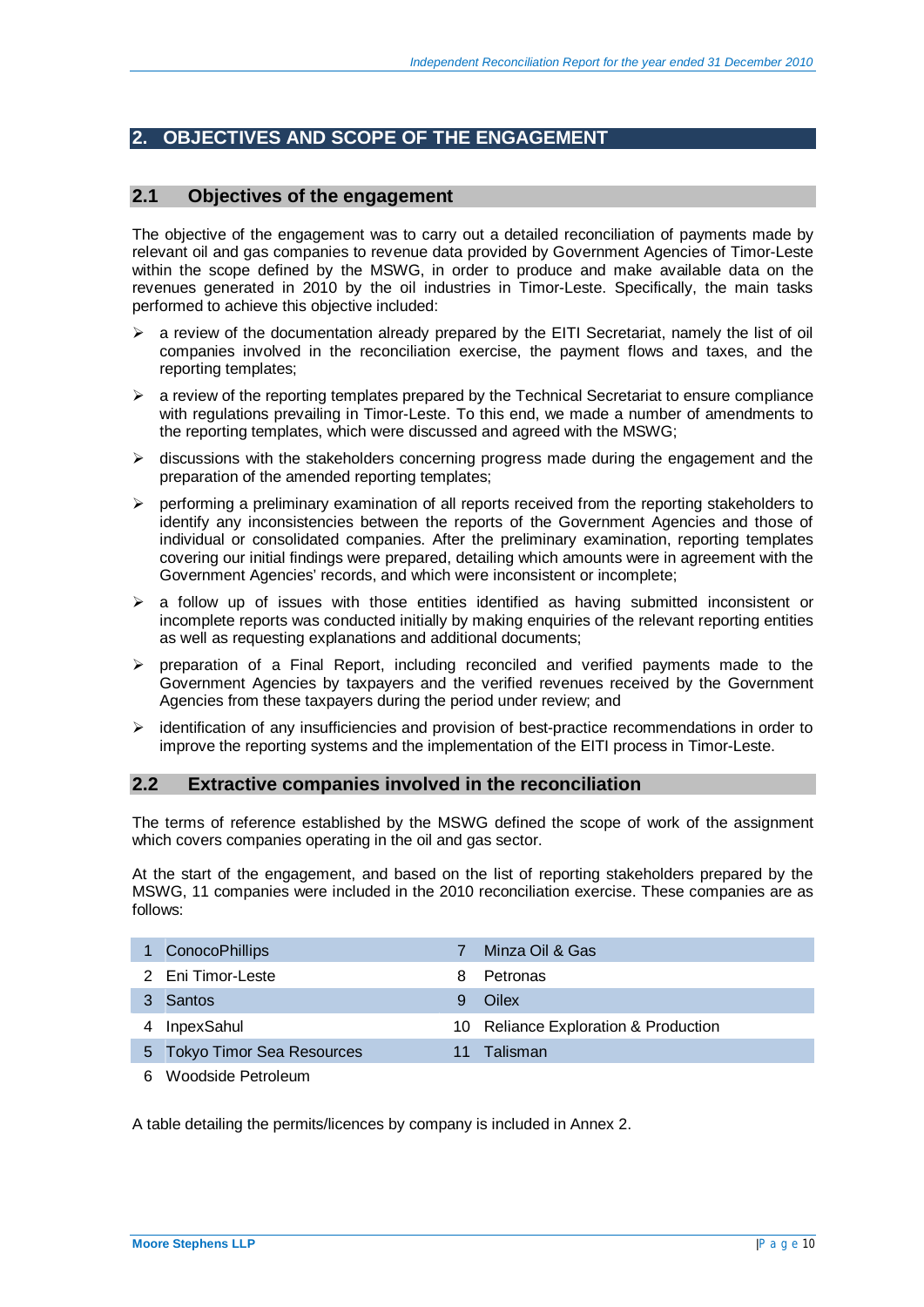## 2. OBJECTIVES AND SCOPE OF THE ENGAGEMENT

### 2.1 Objectives of the engagement

The objective of the engagement was to carry out a detailed reconciliation of payments made by relevant oil and gas companies to revenue data provided by Government Agencies of Timor-Leste within the scope defined by the MSWG, in order to produce and make available data on the revenues generated in 2010 by the oil industries in Timor-Leste. Specifically, the main tasks performed to achieve this objective included:

- a review of the documentation already prepared by the EITI Secretariat, namely the list of oil companies involved in the reconciliation exercise, the payment flows and taxes, and the reporting templates;
- a review of the reporting templates prepared by the Technical Secretariat to ensure compliance with regulations prevailing in Timor-Leste. To this end, we made a number of amendments to the reporting templates, which were discussed and agreed with the MSWG;
- discussions with the stakeholders concerning progress made during the engagement and the preparation of the amended reporting templates;
- performing a preliminary examination of all reports received from the reporting stakeholders to identify any inconsistencies between the reports of the Government Agencies and those of individual or consolidated companies. After the preliminary examination, reporting templates covering our initial findings were prepared, detailing which amounts were in agreement with the Government Agencies' records, and which were inconsistent or incomplete;
- a follow up of issues with those entities identified as having submitted inconsistent or incomplete reports was conducted initially by making enquiries of the relevant reporting entities as well as requesting explanations and additional documents;
- preparation of a Final Report, including reconciled and verified payments made to the Government Agencies by taxpayers and the verified revenues received by the Government Agencies from these taxpayers during the period under review; and
- identification of any insufficiencies and provision of best-practice recommendations in order to improve the reporting systems and the implementation of the EITI process in Timor-Leste.

### 2.2 Extractive companies involved in the reconciliation

The terms of reference established by the MSWG defined the scope of work of the assignment which covers companies operating in the oil and gas sector.

At the start of the engagement, and based on the list of reporting stakeholders prepared by the MSWG, 11 companies were included in the 2010 reconciliation exercise. These companies are as follows:

| | | | |
|---|---|---|---|
| 1 | ConocoPhillips | 7 | Minza Oil & Gas |
| 2 | Eni Timor-Leste | 8 | Petronas |
| 3 | Santos | 9 | Oilex |
| 4 | InpexSahul | 10 | Reliance Exploration & Production |
| 5 | Tokyo Timor Sea Resources | 11 | Talisman |
| 6 | Woodside Petroleum | | |

A table detailing the permits/licences by company is included in Annex 2.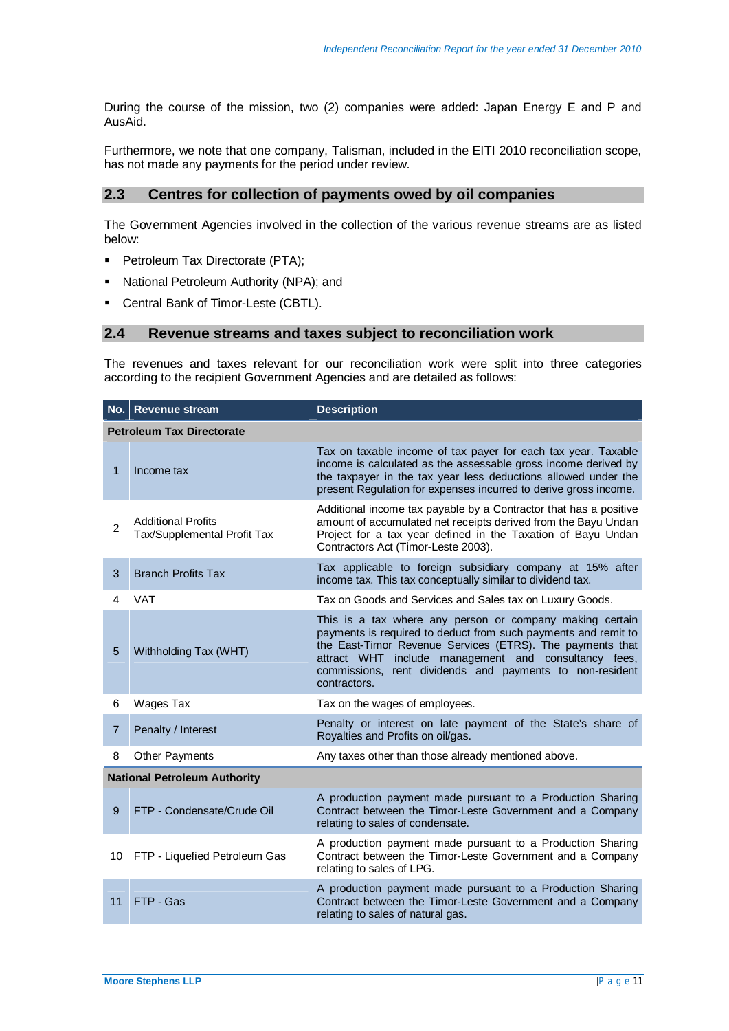During the course of the mission, two (2) companies were added: Japan Energy E and P and AusAid.

Furthermore, we note that one company, Talisman, included in the EITI 2010 reconciliation scope, has not made any payments for the period under review.

## 2.3 Centres for collection of payments owed by oil companies

The Government Agencies involved in the collection of the various revenue streams are as listed below:

- Petroleum Tax Directorate (PTA);
- National Petroleum Authority (NPA); and
- Central Bank of Timor-Leste (CBTL).

## 2.4 Revenue streams and taxes subject to reconciliation work

The revenues and taxes relevant for our reconciliation work were split into three categories according to the recipient Government Agencies and are detailed as follows:

| No. | Revenue stream | Description |
|---|---|---|
| **Petroleum Tax Directorate** | | |
| 1 | Income tax | Tax on taxable income of tax payer for each tax year. Taxable income is calculated as the assessable gross income derived by the taxpayer in the tax year less deductions allowed under the present Regulation for expenses incurred to derive gross income. |
| 2 | Additional Profits Tax/Supplemental Profit Tax | Additional income tax payable by a Contractor that has a positive amount of accumulated net receipts derived from the Bayu Undan Project for a tax year defined in the Taxation of Bayu Undan Contractors Act (Timor-Leste 2003). |
| 3 | Branch Profits Tax | Tax applicable to foreign subsidiary company at 15% after income tax. This tax conceptually similar to dividend tax. |
| 4 | VAT | Tax on Goods and Services and Sales tax on Luxury Goods. |
| 5 | Withholding Tax (WHT) | This is a tax where any person or company making certain payments is required to deduct from such payments and remit to the East-Timor Revenue Services (ETRS). The payments that attract WHT include management and consultancy fees, commissions, rent dividends and payments to non-resident contractors. |
| 6 | Wages Tax | Tax on the wages of employees. |
| 7 | Penalty / Interest | Penalty or interest on late payment of the State's share of Royalties and Profits on oil/gas. |
| 8 | Other Payments | Any taxes other than those already mentioned above. |
| **National Petroleum Authority** | | |
| 9 | FTP - Condensate/Crude Oil | A production payment made pursuant to a Production Sharing Contract between the Timor-Leste Government and a Company relating to sales of condensate. |
| 10 | FTP - Liquefied Petroleum Gas | A production payment made pursuant to a Production Sharing Contract between the Timor-Leste Government and a Company relating to sales of LPG. |
| 11 | FTP - Gas | A production payment made pursuant to a Production Sharing Contract between the Timor-Leste Government and a Company relating to sales of natural gas. |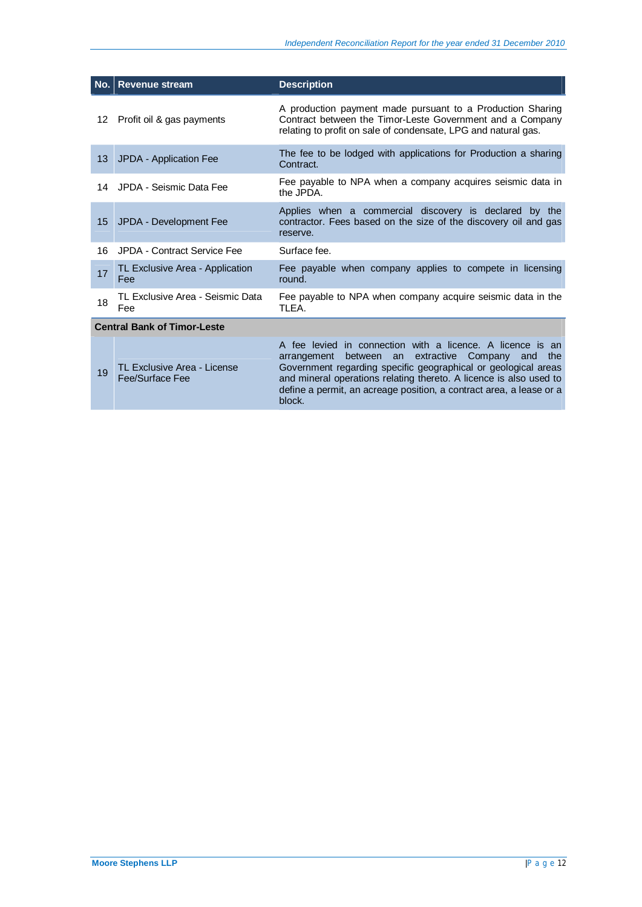| No. | Revenue stream | Description |
|---|---|---|
| 12 | Profit oil & gas payments | A production payment made pursuant to a Production Sharing Contract between the Timor-Leste Government and a Company relating to profit on sale of condensate, LPG and natural gas. |
| 13 | JPDA - Application Fee | The fee to be lodged with applications for Production a sharing Contract. |
| 14 | JPDA - Seismic Data Fee | Fee payable to NPA when a company acquires seismic data in the JPDA. |
| 15 | JPDA - Development Fee | Applies when a commercial discovery is declared by the contractor. Fees based on the size of the discovery oil and gas reserve. |
| 16 | JPDA - Contract Service Fee | Surface fee. |
| 17 | TL Exclusive Area - Application Fee | Fee payable when company applies to compete in licensing round. |
| 18 | TL Exclusive Area - Seismic Data Fee | Fee payable to NPA when company acquire seismic data in the TLEA. |
| **Central Bank of Timor-Leste** | | |
| 19 | TL Exclusive Area - License Fee/Surface Fee | A fee levied in connection with a licence. A licence is an arrangement between an extractive Company and the Government regarding specific geographical or geological areas and mineral operations relating thereto. A licence is also used to define a permit, an acreage position, a contract area, a lease or a block. |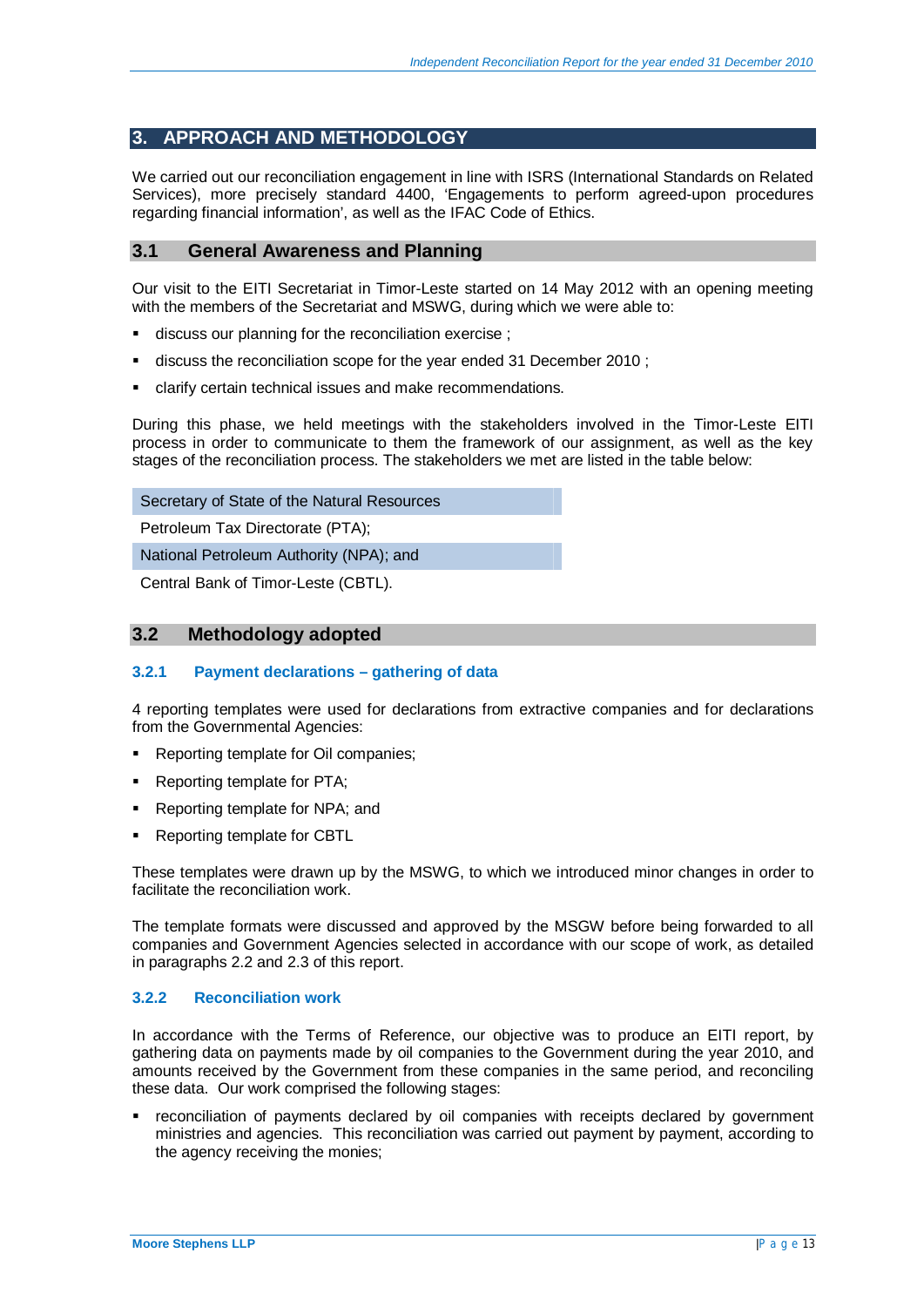## 3. APPROACH AND METHODOLOGY

We carried out our reconciliation engagement in line with ISRS (International Standards on Related Services), more precisely standard 4400, 'Engagements to perform agreed-upon procedures regarding financial information', as well as the IFAC Code of Ethics.

### 3.1 General Awareness and Planning

Our visit to the EITI Secretariat in Timor-Leste started on 14 May 2012 with an opening meeting with the members of the Secretariat and MSWG, during which we were able to:

- discuss our planning for the reconciliation exercise ;
- discuss the reconciliation scope for the year ended 31 December 2010 ;
- clarify certain technical issues and make recommendations.

During this phase, we held meetings with the stakeholders involved in the Timor-Leste EITI process in order to communicate to them the framework of our assignment, as well as the key stages of the reconciliation process. The stakeholders we met are listed in the table below:

| Secretary of State of the Natural Resources |
|---|
| Petroleum Tax Directorate (PTA); |
| National Petroleum Authority (NPA); and |
| Central Bank of Timor-Leste (CBTL). |

### 3.2 Methodology adopted

#### 3.2.1 Payment declarations – gathering of data

4 reporting templates were used for declarations from extractive companies and for declarations from the Governmental Agencies:

- Reporting template for Oil companies;
- Reporting template for PTA;
- Reporting template for NPA; and
- Reporting template for CBTL

These templates were drawn up by the MSWG, to which we introduced minor changes in order to facilitate the reconciliation work.

The template formats were discussed and approved by the MSGW before being forwarded to all companies and Government Agencies selected in accordance with our scope of work, as detailed in paragraphs 2.2 and 2.3 of this report.

#### 3.2.2 Reconciliation work

In accordance with the Terms of Reference, our objective was to produce an EITI report, by gathering data on payments made by oil companies to the Government during the year 2010, and amounts received by the Government from these companies in the same period, and reconciling these data. Our work comprised the following stages:

- reconciliation of payments declared by oil companies with receipts declared by government ministries and agencies. This reconciliation was carried out payment by payment, according to the agency receiving the monies;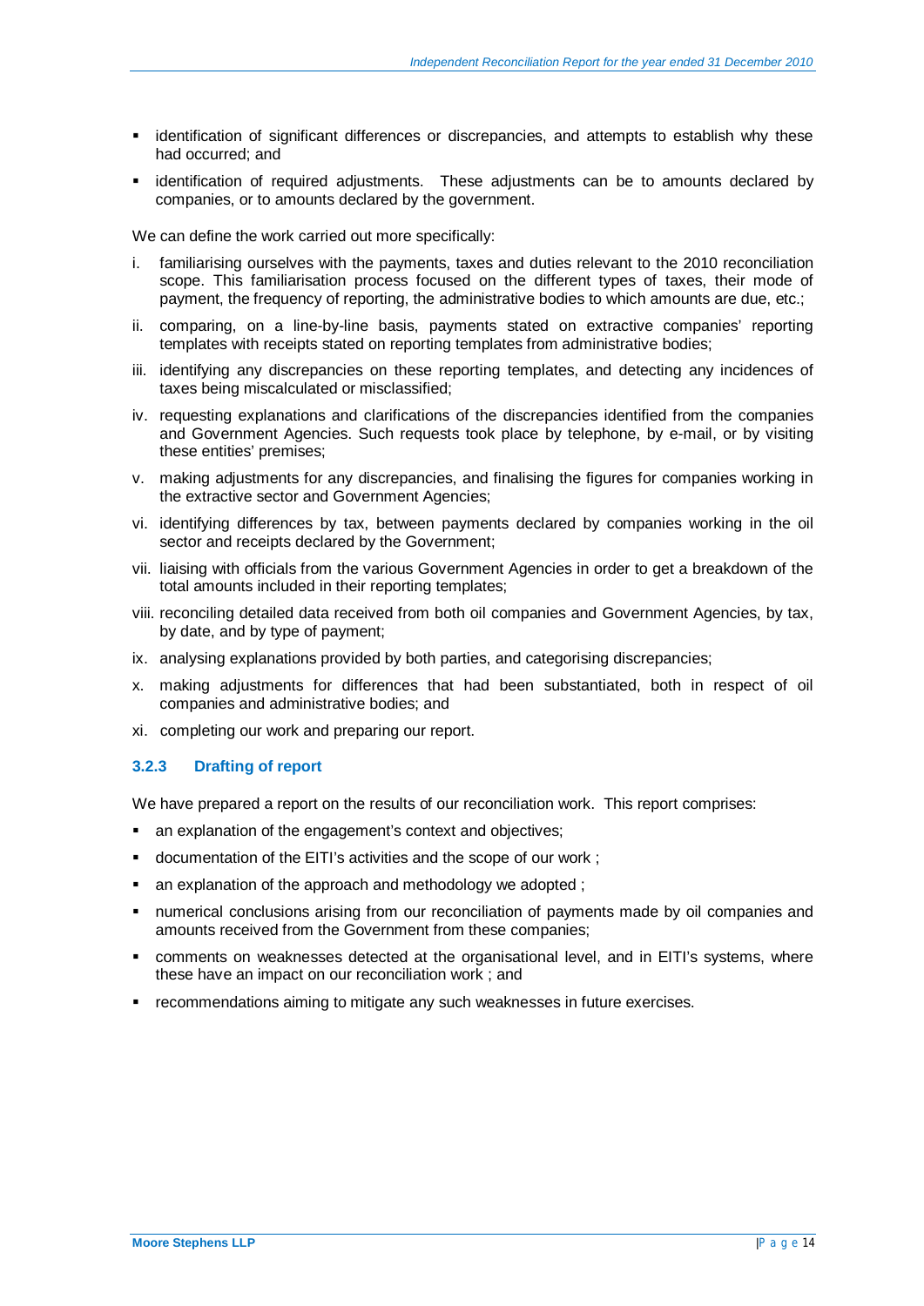- identification of significant differences or discrepancies, and attempts to establish why these had occurred; and
- identification of required adjustments. These adjustments can be to amounts declared by companies, or to amounts declared by the government.

We can define the work carried out more specifically:

i. familiarising ourselves with the payments, taxes and duties relevant to the 2010 reconciliation scope. This familiarisation process focused on the different types of taxes, their mode of payment, the frequency of reporting, the administrative bodies to which amounts are due, etc.;
ii. comparing, on a line-by-line basis, payments stated on extractive companies' reporting templates with receipts stated on reporting templates from administrative bodies;
iii. identifying any discrepancies on these reporting templates, and detecting any incidences of taxes being miscalculated or misclassified;
iv. requesting explanations and clarifications of the discrepancies identified from the companies and Government Agencies. Such requests took place by telephone, by e-mail, or by visiting these entities' premises;
v. making adjustments for any discrepancies, and finalising the figures for companies working in the extractive sector and Government Agencies;
vi. identifying differences by tax, between payments declared by companies working in the oil sector and receipts declared by the Government;
vii. liaising with officials from the various Government Agencies in order to get a breakdown of the total amounts included in their reporting templates;
viii. reconciling detailed data received from both oil companies and Government Agencies, by tax, by date, and by type of payment;
ix. analysing explanations provided by both parties, and categorising discrepancies;
x. making adjustments for differences that had been substantiated, both in respect of oil companies and administrative bodies; and
xi. completing our work and preparing our report.

### 3.2.3 Drafting of report

We have prepared a report on the results of our reconciliation work. This report comprises:

- an explanation of the engagement's context and objectives;
- documentation of the EITI's activities and the scope of our work ;
- an explanation of the approach and methodology we adopted ;
- numerical conclusions arising from our reconciliation of payments made by oil companies and amounts received from the Government from these companies;
- comments on weaknesses detected at the organisational level, and in EITI's systems, where these have an impact on our reconciliation work ; and
- recommendations aiming to mitigate any such weaknesses in future exercises.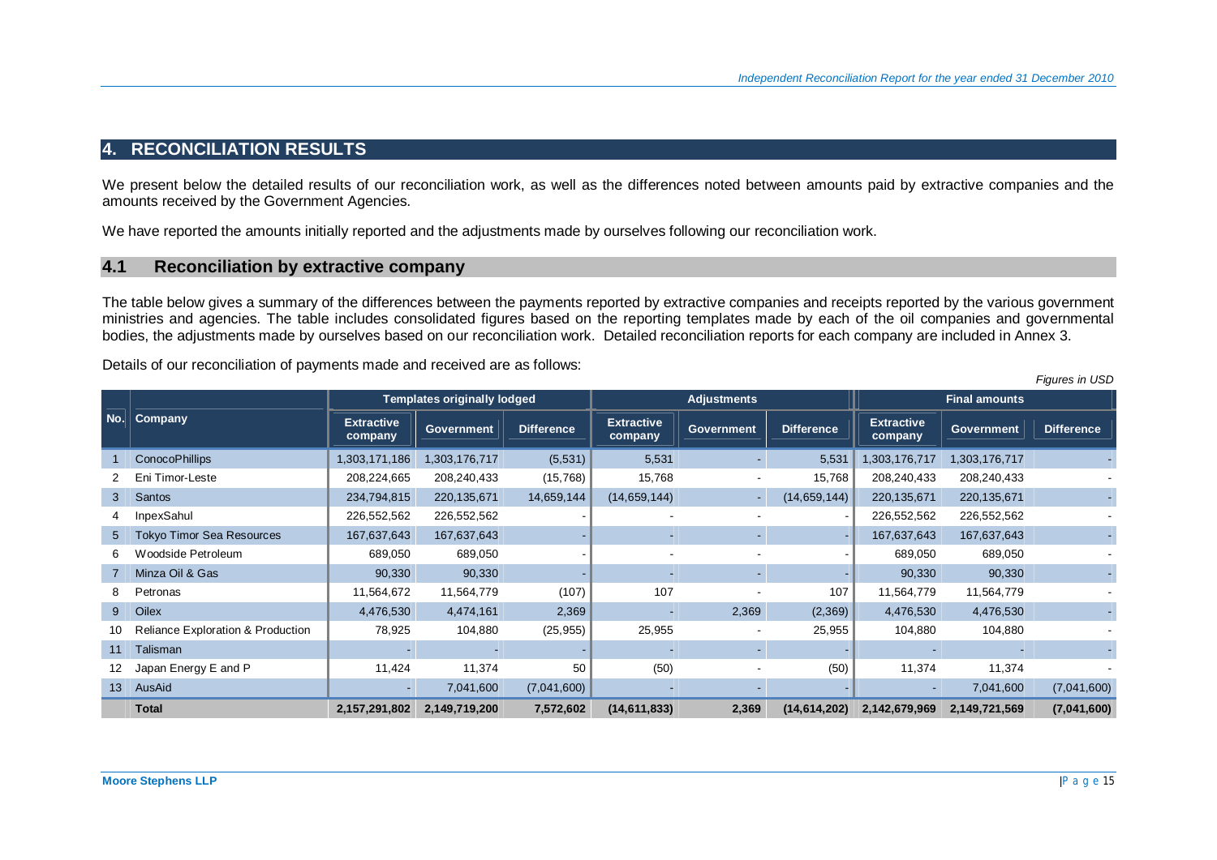## 4. RECONCILIATION RESULTS

We present below the detailed results of our reconciliation work, as well as the differences noted between amounts paid by extractive companies and the amounts received by the Government Agencies.

We have reported the amounts initially reported and the adjustments made by ourselves following our reconciliation work.

### 4.1 Reconciliation by extractive company

The table below gives a summary of the differences between the payments reported by extractive companies and receipts reported by the various government ministries and agencies. The table includes consolidated figures based on the reporting templates made by each of the oil companies and governmental bodies, the adjustments made by ourselves based on our reconciliation work. Detailed reconciliation reports for each company are included in Annex 3.

Details of our reconciliation of payments made and received are as follows:

*Figures in USD*

| No. | Company | Templates originally lodged | | | Adjustments | | | Final amounts | | |
|---|---|---|---|---|---|---|---|---|---|---|
| | | Extractive company | Government | Difference | Extractive company | Government | Difference | Extractive company | Government | Difference |
| 1 | ConocoPhillips | 1,303,171,186 | 1,303,176,717 | (5,531) | 5,531 | - | 5,531 | 1,303,176,717 | 1,303,176,717 | - |
| 2 | Eni Timor-Leste | 208,224,665 | 208,240,433 | (15,768) | 15,768 | - | 15,768 | 208,240,433 | 208,240,433 | - |
| 3 | Santos | 234,794,815 | 220,135,671 | 14,659,144 | (14,659,144) | - | (14,659,144) | 220,135,671 | 220,135,671 | - |
| 4 | InpexSahul | 226,552,562 | 226,552,562 | - | - | - | - | 226,552,562 | 226,552,562 | - |
| 5 | Tokyo Timor Sea Resources | 167,637,643 | 167,637,643 | - | - | - | - | 167,637,643 | 167,637,643 | - |
| 6 | Woodside Petroleum | 689,050 | 689,050 | - | - | - | - | 689,050 | 689,050 | - |
| 7 | Minza Oil & Gas | 90,330 | 90,330 | - | - | - | - | 90,330 | 90,330 | - |
| 8 | Petronas | 11,564,672 | 11,564,779 | (107) | 107 | - | 107 | 11,564,779 | 11,564,779 | - |
| 9 | Oilex | 4,476,530 | 4,474,161 | 2,369 | - | 2,369 | (2,369) | 4,476,530 | 4,476,530 | - |
| 10 | Reliance Exploration & Production | 78,925 | 104,880 | (25,955) | 25,955 | - | 25,955 | 104,880 | 104,880 | - |
| 11 | Talisman | - | - | - | - | - | - | - | - | - |
| 12 | Japan Energy E and P | 11,424 | 11,374 | 50 | (50) | - | (50) | 11,374 | 11,374 | - |
| 13 | AusAid | - | 7,041,600 | (7,041,600) | - | - | - | - | 7,041,600 | (7,041,600) |
| | **Total** | **2,157,291,802** | **2,149,719,200** | **7,572,602** | **(14,611,833)** | **2,369** | **(14,614,202)** | **2,142,679,969** | **2,149,721,569** | **(7,041,600)** |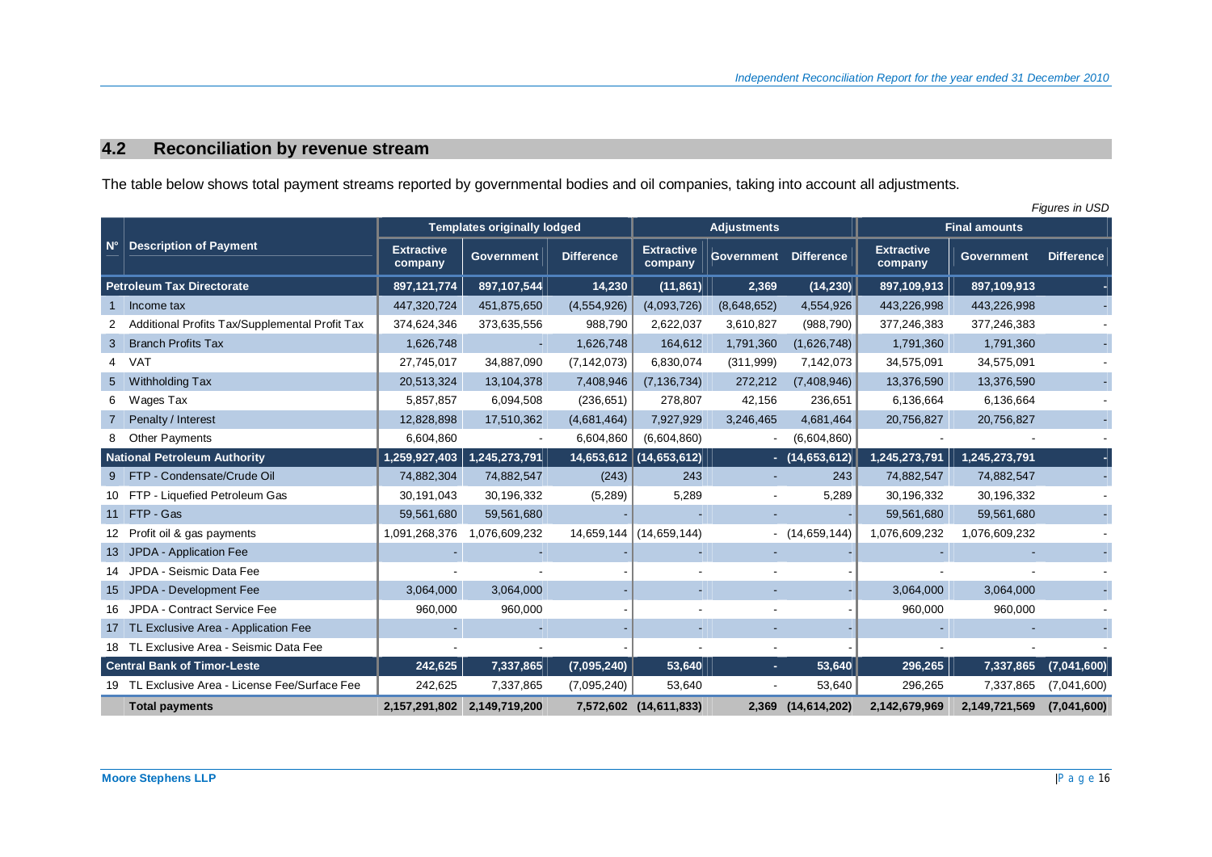## 4.2 Reconciliation by revenue stream

The table below shows total payment streams reported by governmental bodies and oil companies, taking into account all adjustments.

*Figures in USD*

| N° | Description of Payment | Templates originally lodged | | | Adjustments | | | Final amounts | | |
|---|---|---|---|---|---|---|---|---|---|---|
| | | Extractive company | Government | Difference | Extractive company | Government | Difference | Extractive company | Government | Difference |
| | **Petroleum Tax Directorate** | **897,121,774** | **897,107,544** | **14,230** | **(11,861)** | **2,369** | **(14,230)** | **897,109,913** | **897,109,913** | **-** |
| 1 | Income tax | 447,320,724 | 451,875,650 | (4,554,926) | (4,093,726) | (8,648,652) | 4,554,926 | 443,226,998 | 443,226,998 | - |
| 2 | Additional Profits Tax/Supplemental Profit Tax | 374,624,346 | 373,635,556 | 988,790 | 2,622,037 | 3,610,827 | (988,790) | 377,246,383 | 377,246,383 | - |
| 3 | Branch Profits Tax | 1,626,748 | - | 1,626,748 | 164,612 | 1,791,360 | (1,626,748) | 1,791,360 | 1,791,360 | - |
| 4 | VAT | 27,745,017 | 34,887,090 | (7,142,073) | 6,830,074 | (311,999) | 7,142,073 | 34,575,091 | 34,575,091 | - |
| 5 | Withholding Tax | 20,513,324 | 13,104,378 | 7,408,946 | (7,136,734) | 272,212 | (7,408,946) | 13,376,590 | 13,376,590 | - |
| 6 | Wages Tax | 5,857,857 | 6,094,508 | (236,651) | 278,807 | 42,156 | 236,651 | 6,136,664 | 6,136,664 | - |
| 7 | Penalty / Interest | 12,828,898 | 17,510,362 | (4,681,464) | 7,927,929 | 3,246,465 | 4,681,464 | 20,756,827 | 20,756,827 | - |
| 8 | Other Payments | 6,604,860 | - | 6,604,860 | (6,604,860) | - | (6,604,860) | - | - | - |
| | **National Petroleum Authority** | **1,259,927,403** | **1,245,273,791** | **14,653,612** | **(14,653,612)** | **-** | **(14,653,612)** | **1,245,273,791** | **1,245,273,791** | **-** |
| 9 | FTP - Condensate/Crude Oil | 74,882,304 | 74,882,547 | (243) | 243 | - | 243 | 74,882,547 | 74,882,547 | - |
| 10 | FTP - Liquefied Petroleum Gas | 30,191,043 | 30,196,332 | (5,289) | 5,289 | - | 5,289 | 30,196,332 | 30,196,332 | - |
| 11 | FTP - Gas | 59,561,680 | 59,561,680 | - | - | - | - | 59,561,680 | 59,561,680 | - |
| 12 | Profit oil & gas payments | 1,091,268,376 | 1,076,609,232 | 14,659,144 | (14,659,144) | - | (14,659,144) | 1,076,609,232 | 1,076,609,232 | - |
| 13 | JPDA - Application Fee | - | - | - | - | - | - | - | - | - |
| 14 | JPDA - Seismic Data Fee | - | - | - | - | - | - | - | - | - |
| 15 | JPDA - Development Fee | 3,064,000 | 3,064,000 | - | - | - | - | 3,064,000 | 3,064,000 | - |
| 16 | JPDA - Contract Service Fee | 960,000 | 960,000 | - | - | - | - | 960,000 | 960,000 | - |
| 17 | TL Exclusive Area - Application Fee | - | - | - | - | - | - | - | - | - |
| 18 | TL Exclusive Area - Seismic Data Fee | - | - | - | - | - | - | - | - | - |
| | **Central Bank of Timor-Leste** | **242,625** | **7,337,865** | **(7,095,240)** | **53,640** | **-** | **53,640** | **296,265** | **7,337,865** | **(7,041,600)** |
| 19 | TL Exclusive Area - License Fee/Surface Fee | 242,625 | 7,337,865 | (7,095,240) | 53,640 | - | 53,640 | 296,265 | 7,337,865 | (7,041,600) |
| | **Total payments** | **2,157,291,802** | **2,149,719,200** | **7,572,602** | **(14,611,833)** | **2,369** | **(14,614,202)** | **2,142,679,969** | **2,149,721,569** | **(7,041,600)** |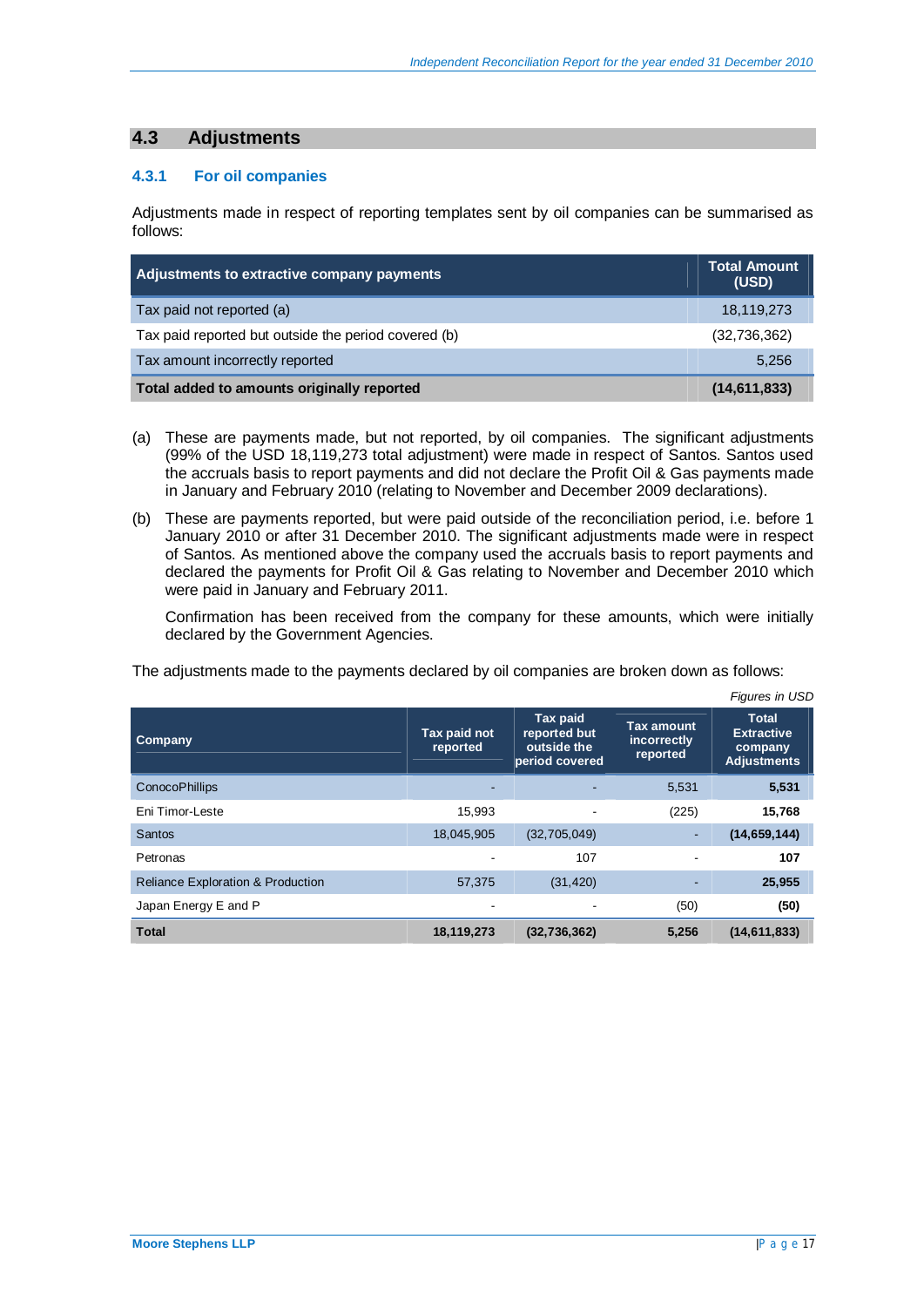## 4.3 Adjustments

### 4.3.1 For oil companies

Adjustments made in respect of reporting templates sent by oil companies can be summarised as follows:

| Adjustments to extractive company payments | Total Amount (USD) |
|---|---|
| Tax paid not reported (a) | 18,119,273 |
| Tax paid reported but outside the period covered (b) | (32,736,362) |
| Tax amount incorrectly reported | 5,256 |
| **Total added to amounts originally reported** | **(14,611,833)** |

(a) These are payments made, but not reported, by oil companies. The significant adjustments (99% of the USD 18,119,273 total adjustment) were made in respect of Santos. Santos used the accruals basis to report payments and did not declare the Profit Oil & Gas payments made in January and February 2010 (relating to November and December 2009 declarations).

(b) These are payments reported, but were paid outside of the reconciliation period, i.e. before 1 January 2010 or after 31 December 2010. The significant adjustments made were in respect of Santos. As mentioned above the company used the accruals basis to report payments and declared the payments for Profit Oil & Gas relating to November and December 2010 which were paid in January and February 2011.

Confirmation has been received from the company for these amounts, which were initially declared by the Government Agencies.

The adjustments made to the payments declared by oil companies are broken down as follows:

*Figures in USD*

| Company | Tax paid not reported | Tax paid reported but outside the period covered | Tax amount incorrectly reported | Total Extractive company Adjustments |
|---|---|---|---|---|
| ConocoPhillips | - | - | 5,531 | **5,531** |
| Eni Timor-Leste | 15,993 | - | (225) | **15,768** |
| Santos | 18,045,905 | (32,705,049) | - | **(14,659,144)** |
| Petronas | - | 107 | - | **107** |
| Reliance Exploration & Production | 57,375 | (31,420) | - | **25,955** |
| Japan Energy E and P | - | - | (50) | **(50)** |
| **Total** | **18,119,273** | **(32,736,362)** | **5,256** | **(14,611,833)** |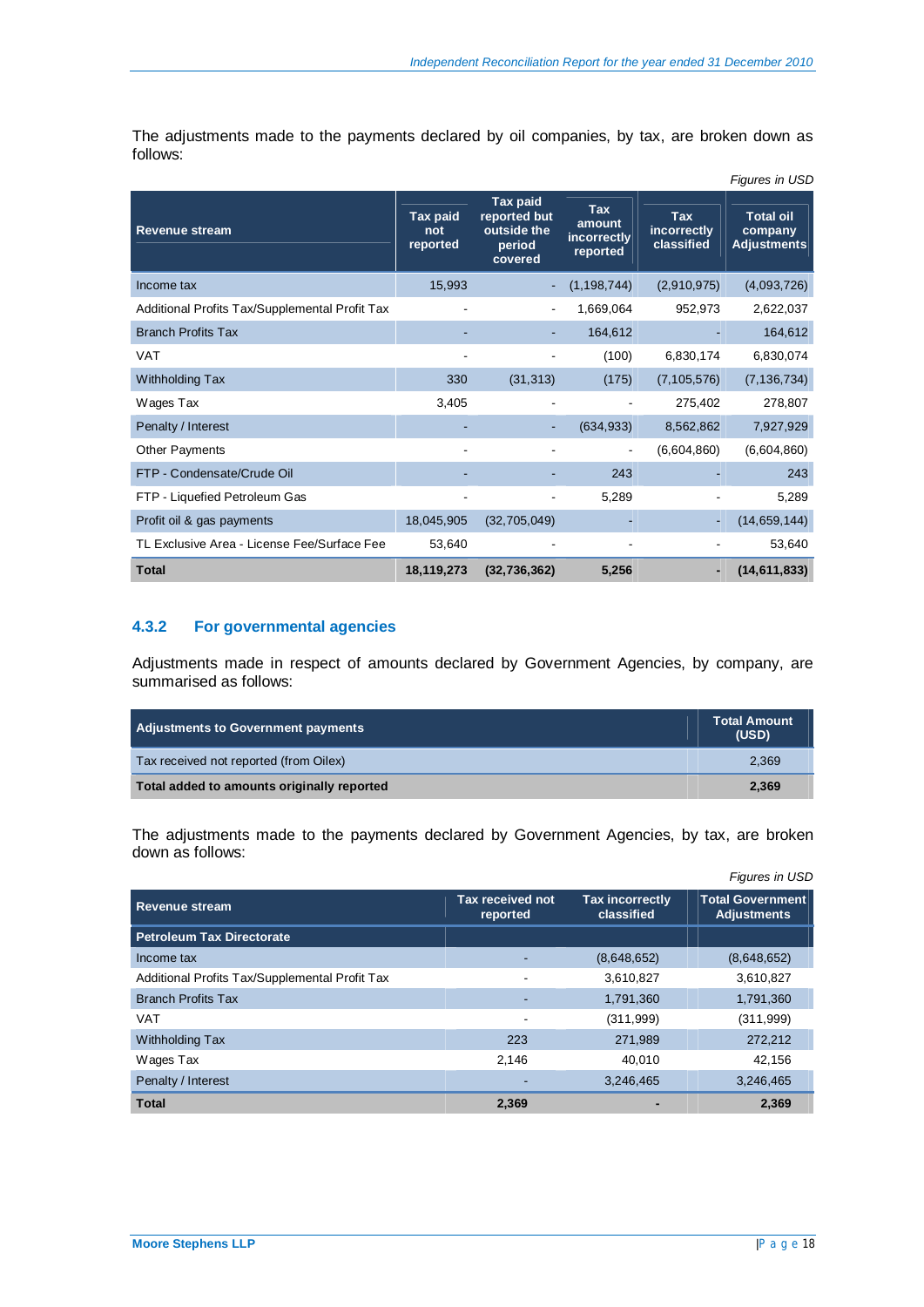The adjustments made to the payments declared by oil companies, by tax, are broken down as follows:

*Figures in USD*

| Revenue stream | Tax paid not reported | Tax paid reported but outside the period covered | Tax amount incorrectly reported | Tax incorrectly classified | Total oil company Adjustments |
|---|---|---|---|---|---|
| Income tax | 15,993 | - | (1,198,744) | (2,910,975) | (4,093,726) |
| Additional Profits Tax/Supplemental Profit Tax | - | - | 1,669,064 | 952,973 | 2,622,037 |
| Branch Profits Tax | - | - | 164,612 | - | 164,612 |
| VAT | - | - | (100) | 6,830,174 | 6,830,074 |
| Withholding Tax | 330 | (31,313) | (175) | (7,105,576) | (7,136,734) |
| Wages Tax | 3,405 | - | - | 275,402 | 278,807 |
| Penalty / Interest | - | - | (634,933) | 8,562,862 | 7,927,929 |
| Other Payments | - | - | - | (6,604,860) | (6,604,860) |
| FTP - Condensate/Crude Oil | - | - | 243 | - | 243 |
| FTP - Liquefied Petroleum Gas | - | - | 5,289 | - | 5,289 |
| Profit oil & gas payments | 18,045,905 | (32,705,049) | - | - | (14,659,144) |
| TL Exclusive Area - License Fee/Surface Fee | 53,640 | - | - | - | 53,640 |
| **Total** | **18,119,273** | **(32,736,362)** | **5,256** | **-** | **(14,611,833)** |

### 4.3.2 For governmental agencies

Adjustments made in respect of amounts declared by Government Agencies, by company, are summarised as follows:

| Adjustments to Government payments | Total Amount (USD) |
|---|---|
| Tax received not reported (from Oilex) | 2,369 |
| **Total added to amounts originally reported** | **2,369** |

The adjustments made to the payments declared by Government Agencies, by tax, are broken down as follows:

*Figures in USD*

| Revenue stream | Tax received not reported | Tax incorrectly classified | Total Government Adjustments |
|---|---|---|---|
| **Petroleum Tax Directorate** | | | |
| Income tax | - | (8,648,652) | (8,648,652) |
| Additional Profits Tax/Supplemental Profit Tax | - | 3,610,827 | 3,610,827 |
| Branch Profits Tax | - | 1,791,360 | 1,791,360 |
| VAT | - | (311,999) | (311,999) |
| Withholding Tax | 223 | 271,989 | 272,212 |
| Wages Tax | 2,146 | 40,010 | 42,156 |
| Penalty / Interest | - | 3,246,465 | 3,246,465 |
| **Total** | **2,369** | **-** | **2,369** |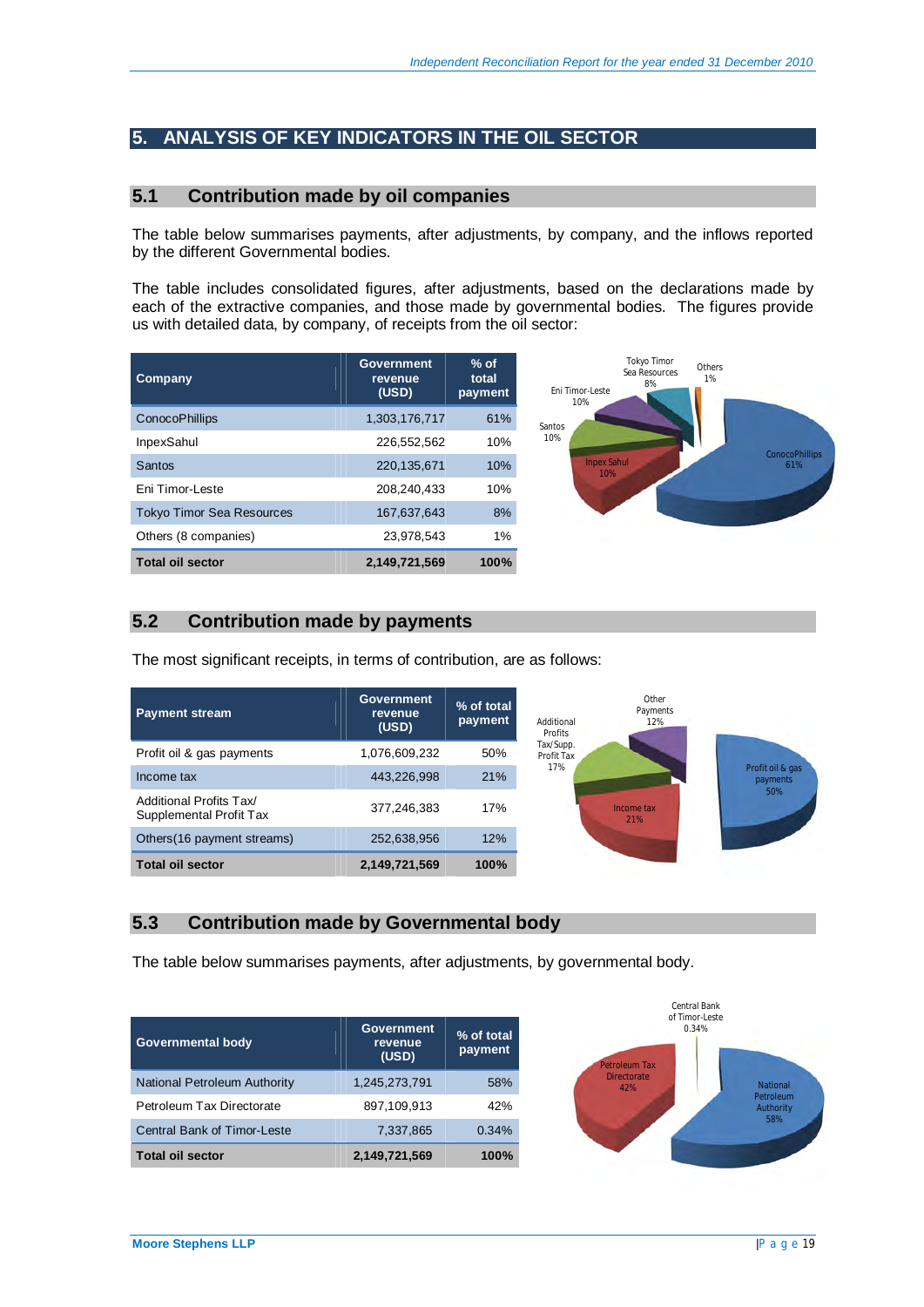## 5. ANALYSIS OF KEY INDICATORS IN THE OIL SECTOR

### 5.1 Contribution made by oil companies

The table below summarises payments, after adjustments, by company, and the inflows reported by the different Governmental bodies.

The table includes consolidated figures, after adjustments, based on the declarations made by each of the extractive companies, and those made by governmental bodies. The figures provide us with detailed data, by company, of receipts from the oil sector:

| Company | Government revenue (USD) | % of total payment |
|---|---|---|
| ConocoPhillips | 1,303,176,717 | 61% |
| InpexSahul | 226,552,562 | 10% |
| Santos | 220,135,671 | 10% |
| Eni Timor-Leste | 208,240,433 | 10% |
| Tokyo Timor Sea Resources | 167,637,643 | 8% |
| Others (8 companies) | 23,978,543 | 1% |
| **Total oil sector** | **2,149,721,569** | **100%** |

### 5.2 Contribution made by payments

The most significant receipts, in terms of contribution, are as follows:

| Payment stream | Government revenue (USD) | % of total payment |
|---|---|---|
| Profit oil & gas payments | 1,076,609,232 | 50% |
| Income tax | 443,226,998 | 21% |
| Additional Profits Tax/ Supplemental Profit Tax | 377,246,383 | 17% |
| Others(16 payment streams) | 252,638,956 | 12% |
| **Total oil sector** | **2,149,721,569** | **100%** |

### 5.3 Contribution made by Governmental body

The table below summarises payments, after adjustments, by governmental body.

| Governmental body | Government revenue (USD) | % of total payment |
|---|---|---|
| National Petroleum Authority | 1,245,273,791 | 58% |
| Petroleum Tax Directorate | 897,109,913 | 42% |
| Central Bank of Timor-Leste | 7,337,865 | 0.34% |
| **Total oil sector** | **2,149,721,569** | **100%** |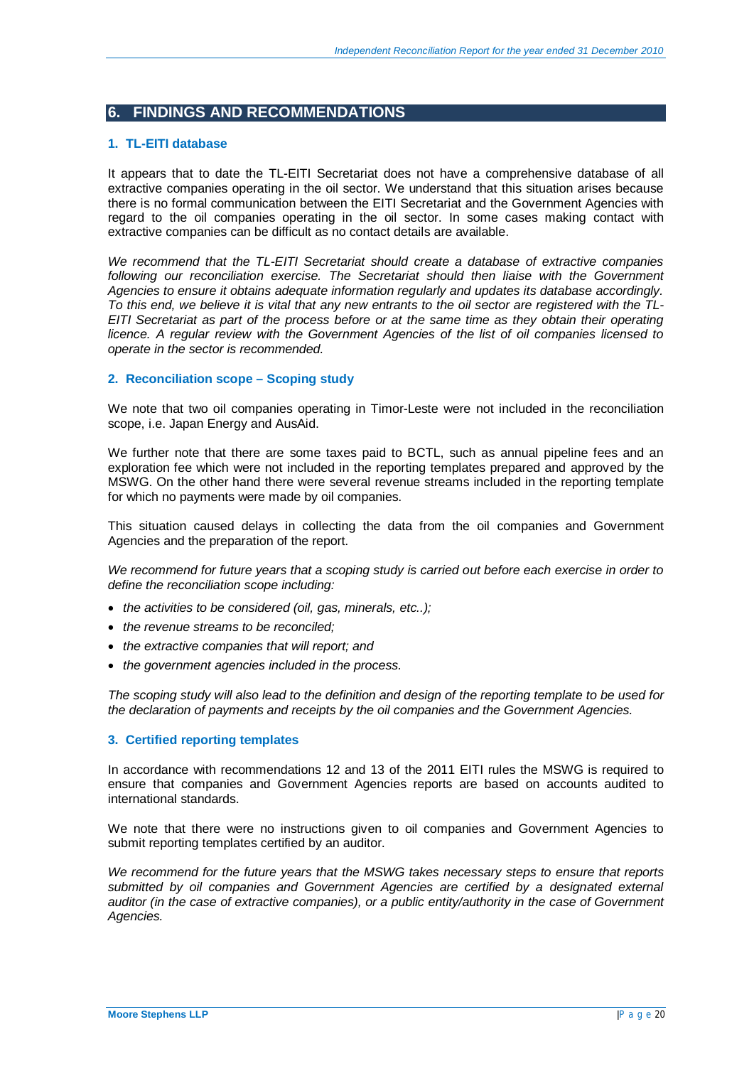## 6. FINDINGS AND RECOMMENDATIONS

### 1. TL-EITI database

It appears that to date the TL-EITI Secretariat does not have a comprehensive database of all extractive companies operating in the oil sector. We understand that this situation arises because there is no formal communication between the EITI Secretariat and the Government Agencies with regard to the oil companies operating in the oil sector. In some cases making contact with extractive companies can be difficult as no contact details are available.

*We recommend that the TL-EITI Secretariat should create a database of extractive companies following our reconciliation exercise. The Secretariat should then liaise with the Government Agencies to ensure it obtains adequate information regularly and updates its database accordingly. To this end, we believe it is vital that any new entrants to the oil sector are registered with the TL-EITI Secretariat as part of the process before or at the same time as they obtain their operating licence. A regular review with the Government Agencies of the list of oil companies licensed to operate in the sector is recommended.*

### 2. Reconciliation scope – Scoping study

We note that two oil companies operating in Timor-Leste were not included in the reconciliation scope, i.e. Japan Energy and AusAid.

We further note that there are some taxes paid to BCTL, such as annual pipeline fees and an exploration fee which were not included in the reporting templates prepared and approved by the MSWG. On the other hand there were several revenue streams included in the reporting template for which no payments were made by oil companies.

This situation caused delays in collecting the data from the oil companies and Government Agencies and the preparation of the report.

*We recommend for future years that a scoping study is carried out before each exercise in order to define the reconciliation scope including:*

- *the activities to be considered (oil, gas, minerals, etc..);*
- *the revenue streams to be reconciled;*
- *the extractive companies that will report; and*
- *the government agencies included in the process.*

*The scoping study will also lead to the definition and design of the reporting template to be used for the declaration of payments and receipts by the oil companies and the Government Agencies.*

### 3. Certified reporting templates

In accordance with recommendations 12 and 13 of the 2011 EITI rules the MSWG is required to ensure that companies and Government Agencies reports are based on accounts audited to international standards.

We note that there were no instructions given to oil companies and Government Agencies to submit reporting templates certified by an auditor.

*We recommend for the future years that the MSWG takes necessary steps to ensure that reports submitted by oil companies and Government Agencies are certified by a designated external auditor (in the case of extractive companies), or a public entity/authority in the case of Government Agencies.*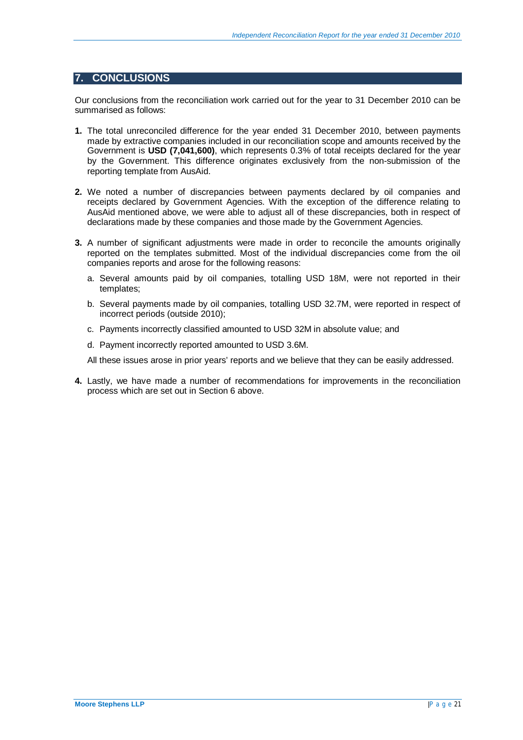## 7. CONCLUSIONS

Our conclusions from the reconciliation work carried out for the year to 31 December 2010 can be summarised as follows:

1. The total unreconciled difference for the year ended 31 December 2010, between payments made by extractive companies included in our reconciliation scope and amounts received by the Government is **USD (7,041,600)**, which represents 0.3% of total receipts declared for the year by the Government. This difference originates exclusively from the non-submission of the reporting template from AusAid.

2. We noted a number of discrepancies between payments declared by oil companies and receipts declared by Government Agencies. With the exception of the difference relating to AusAid mentioned above, we were able to adjust all of these discrepancies, both in respect of declarations made by these companies and those made by the Government Agencies.

3. A number of significant adjustments were made in order to reconcile the amounts originally reported on the templates submitted. Most of the individual discrepancies come from the oil companies reports and arose for the following reasons:

   a. Several amounts paid by oil companies, totalling USD 18M, were not reported in their templates;

   b. Several payments made by oil companies, totalling USD 32.7M, were reported in respect of incorrect periods (outside 2010);

   c. Payments incorrectly classified amounted to USD 32M in absolute value; and

   d. Payment incorrectly reported amounted to USD 3.6M.

   All these issues arose in prior years' reports and we believe that they can be easily addressed.

4. Lastly, we have made a number of recommendations for improvements in the reconciliation process which are set out in Section 6 above.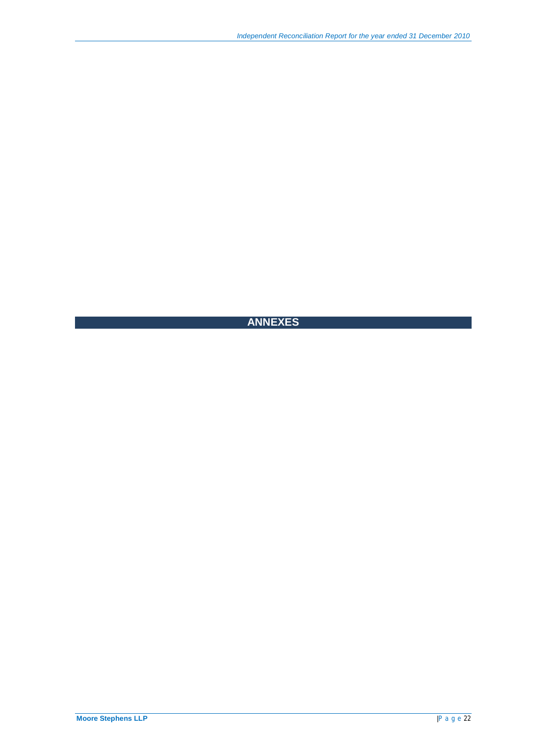# ANNEXES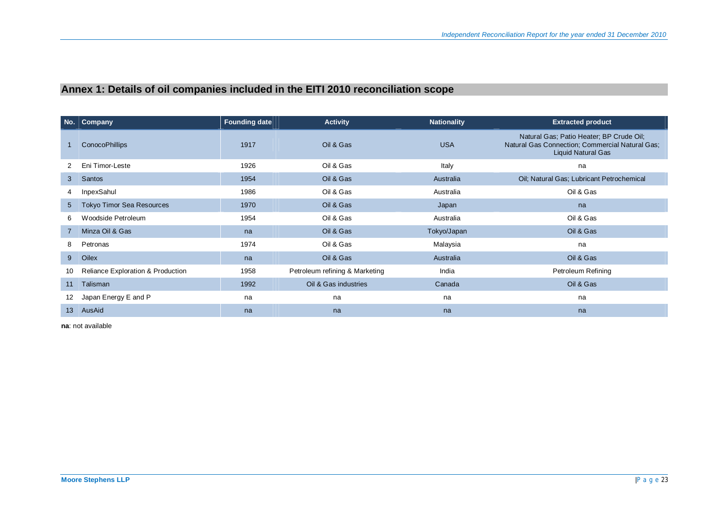## Annex 1: Details of oil companies included in the EITI 2010 reconciliation scope

| No. | Company | Founding date | Activity | Nationality | Extracted product |
|---|---|---|---|---|---|
| 1 | ConocoPhillips | 1917 | Oil & Gas | USA | Natural Gas; Patio Heater; BP Crude Oil; Natural Gas Connection; Commercial Natural Gas; Liquid Natural Gas |
| 2 | Eni Timor-Leste | 1926 | Oil & Gas | Italy | na |
| 3 | Santos | 1954 | Oil & Gas | Australia | Oil; Natural Gas; Lubricant Petrochemical |
| 4 | InpexSahul | 1986 | Oil & Gas | Australia | Oil & Gas |
| 5 | Tokyo Timor Sea Resources | 1970 | Oil & Gas | Japan | na |
| 6 | Woodside Petroleum | 1954 | Oil & Gas | Australia | Oil & Gas |
| 7 | Minza Oil & Gas | na | Oil & Gas | Tokyo/Japan | Oil & Gas |
| 8 | Petronas | 1974 | Oil & Gas | Malaysia | na |
| 9 | Oilex | na | Oil & Gas | Australia | Oil & Gas |
| 10 | Reliance Exploration & Production | 1958 | Petroleum refining & Marketing | India | Petroleum Refining |
| 11 | Talisman | 1992 | Oil & Gas industries | Canada | Oil & Gas |
| 12 | Japan Energy E and P | na | na | na | na |
| 13 | AusAid | na | na | na | na |

**na**: not available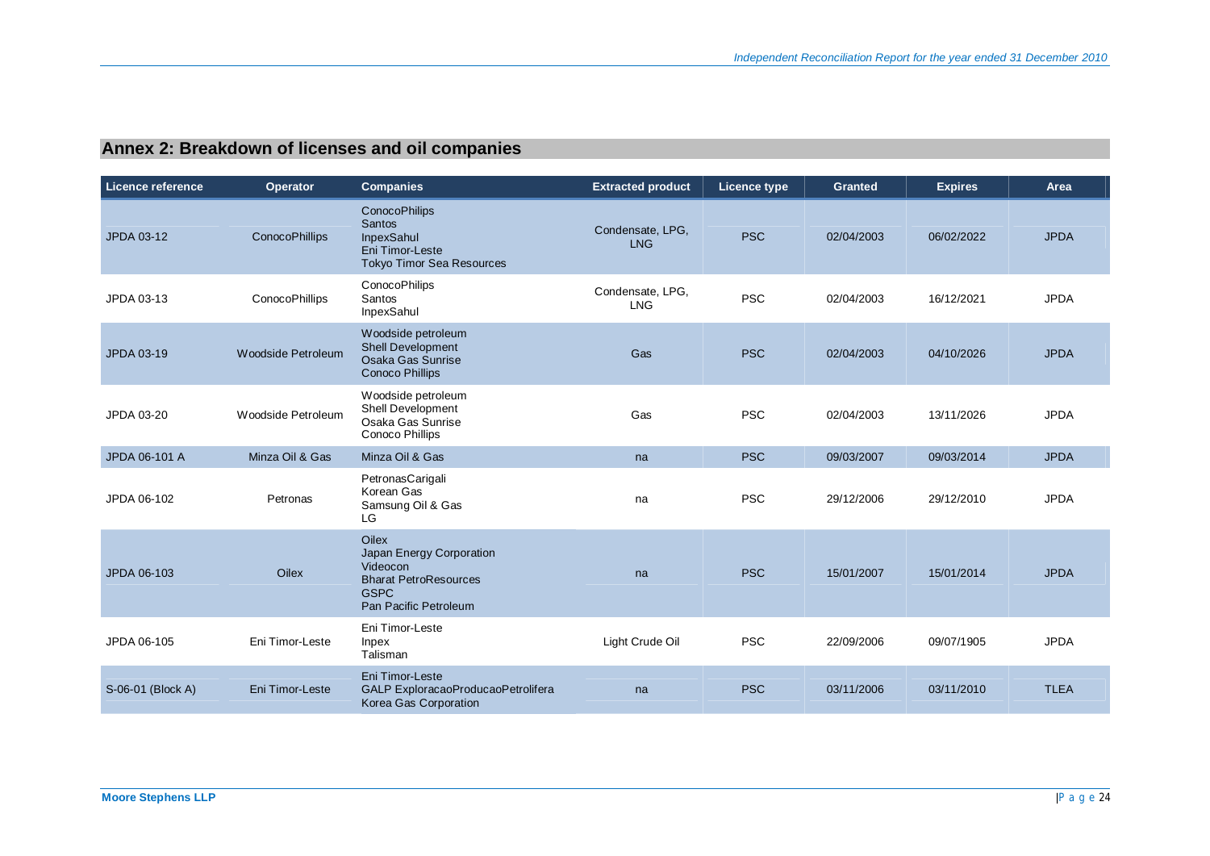## Annex 2: Breakdown of licenses and oil companies

| Licence reference | Operator | Companies | Extracted product | Licence type | Granted | Expires | Area |
|---|---|---|---|---|---|---|---|
| JPDA 03-12 | ConocoPhillips | ConocoPhilips<br>Santos<br>InpexSahul<br>Eni Timor-Leste<br>Tokyo Timor Sea Resources | Condensate, LPG, LNG | PSC | 02/04/2003 | 06/02/2022 | JPDA |
| JPDA 03-13 | ConocoPhillips | ConocoPhilips<br>Santos<br>InpexSahul | Condensate, LPG, LNG | PSC | 02/04/2003 | 16/12/2021 | JPDA |
| JPDA 03-19 | Woodside Petroleum | Woodside petroleum<br>Shell Development<br>Osaka Gas Sunrise<br>Conoco Phillips | Gas | PSC | 02/04/2003 | 04/10/2026 | JPDA |
| JPDA 03-20 | Woodside Petroleum | Woodside petroleum<br>Shell Development<br>Osaka Gas Sunrise<br>Conoco Phillips | Gas | PSC | 02/04/2003 | 13/11/2026 | JPDA |
| JPDA 06-101 A | Minza Oil & Gas | Minza Oil & Gas | na | PSC | 09/03/2007 | 09/03/2014 | JPDA |
| JPDA 06-102 | Petronas | PetronasCarigali<br>Korean Gas<br>Samsung Oil & Gas<br>LG | na | PSC | 29/12/2006 | 29/12/2010 | JPDA |
| JPDA 06-103 | Oilex | Oilex<br>Japan Energy Corporation<br>Videocon<br>Bharat PetroResources<br>GSPC<br>Pan Pacific Petroleum | na | PSC | 15/01/2007 | 15/01/2014 | JPDA |
| JPDA 06-105 | Eni Timor-Leste | Eni Timor-Leste<br>Inpex<br>Talisman | Light Crude Oil | PSC | 22/09/2006 | 09/07/1905 | JPDA |
| S-06-01 (Block A) | Eni Timor-Leste | Eni Timor-Leste<br>GALP ExploracaoProducaoPetrolifera<br>Korea Gas Corporation | na | PSC | 03/11/2006 | 03/11/2010 | TLEA |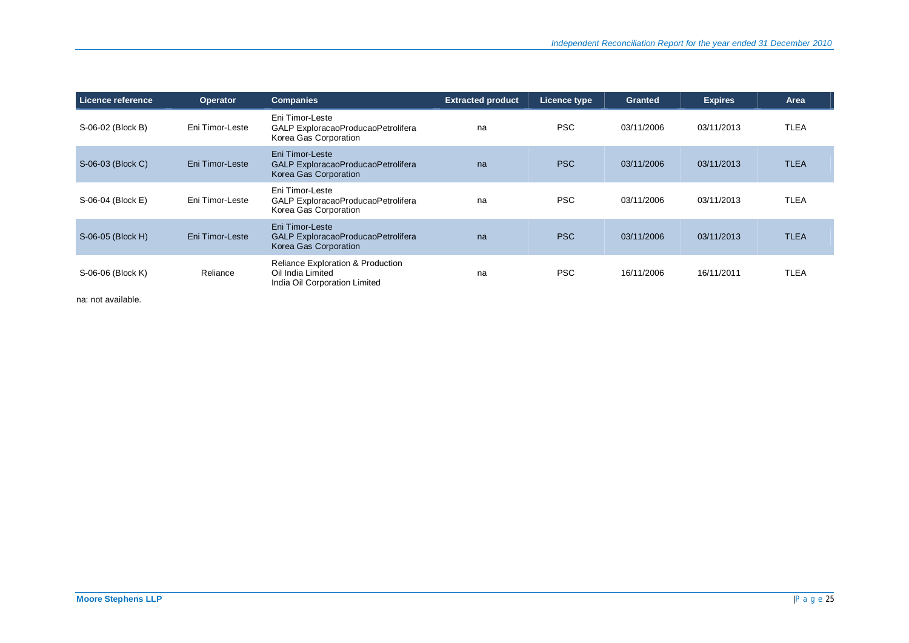| Licence reference | Operator | Companies | Extracted product | Licence type | Granted | Expires | Area |
|---|---|---|---|---|---|---|---|
| S-06-02 (Block B) | Eni Timor-Leste | Eni Timor-Leste<br>GALP ExploracaoProducaoPetrolifera<br>Korea Gas Corporation | na | PSC | 03/11/2006 | 03/11/2013 | TLEA |
| S-06-03 (Block C) | Eni Timor-Leste | Eni Timor-Leste<br>GALP ExploracaoProducaoPetrolifera<br>Korea Gas Corporation | na | PSC | 03/11/2006 | 03/11/2013 | TLEA |
| S-06-04 (Block E) | Eni Timor-Leste | Eni Timor-Leste<br>GALP ExploracaoProducaoPetrolifera<br>Korea Gas Corporation | na | PSC | 03/11/2006 | 03/11/2013 | TLEA |
| S-06-05 (Block H) | Eni Timor-Leste | Eni Timor-Leste<br>GALP ExploracaoProducaoPetrolifera<br>Korea Gas Corporation | na | PSC | 03/11/2006 | 03/11/2013 | TLEA |
| S-06-06 (Block K) | Reliance | Reliance Exploration & Production<br>Oil India Limited<br>India Oil Corporation Limited | na | PSC | 16/11/2006 | 16/11/2011 | TLEA |

na: not available.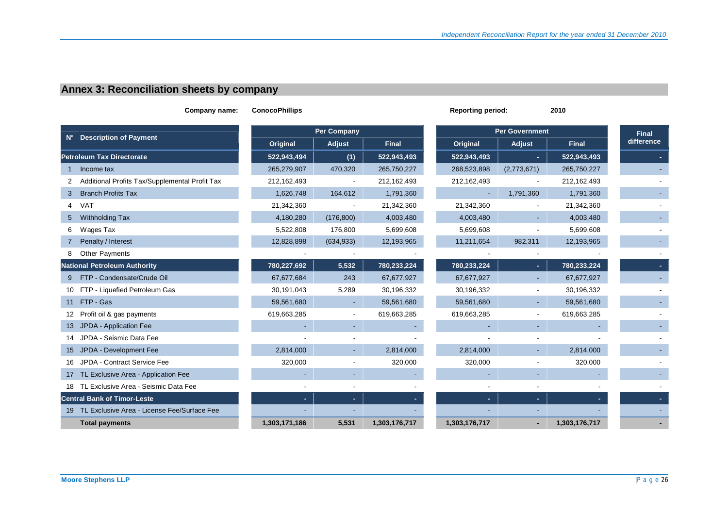## Annex 3: Reconciliation sheets by company

**Company name:** ConocoPhillips **Reporting period:** 2010

| N° | Description of Payment | Per Company | | | Per Government | | | Final difference |
|---|---|---|---|---|---|---|---|---|
| | | Original | Adjust | Final | Original | Adjust | Final | |
| | **Petroleum Tax Directorate** | **522,943,494** | **(1)** | **522,943,493** | **522,943,493** | **-** | **522,943,493** | **-** |
| 1 | Income tax | 265,279,907 | 470,320 | 265,750,227 | 268,523,898 | (2,773,671) | 265,750,227 | - |
| 2 | Additional Profits Tax/Supplemental Profit Tax | 212,162,493 | - | 212,162,493 | 212,162,493 | - | 212,162,493 | - |
| 3 | Branch Profits Tax | 1,626,748 | 164,612 | 1,791,360 | - | 1,791,360 | 1,791,360 | - |
| 4 | VAT | 21,342,360 | - | 21,342,360 | 21,342,360 | - | 21,342,360 | - |
| 5 | Withholding Tax | 4,180,280 | (176,800) | 4,003,480 | 4,003,480 | - | 4,003,480 | - |
| 6 | Wages Tax | 5,522,808 | 176,800 | 5,699,608 | 5,699,608 | - | 5,699,608 | - |
| 7 | Penalty / Interest | 12,828,898 | (634,933) | 12,193,965 | 11,211,654 | 982,311 | 12,193,965 | - |
| 8 | Other Payments | - | - | - | - | - | - | - |
| | **National Petroleum Authority** | **780,227,692** | **5,532** | **780,233,224** | **780,233,224** | **-** | **780,233,224** | **-** |
| 9 | FTP - Condensate/Crude Oil | 67,677,684 | 243 | 67,677,927 | 67,677,927 | - | 67,677,927 | - |
| 10 | FTP - Liquefied Petroleum Gas | 30,191,043 | 5,289 | 30,196,332 | 30,196,332 | - | 30,196,332 | - |
| 11 | FTP - Gas | 59,561,680 | - | 59,561,680 | 59,561,680 | - | 59,561,680 | - |
| 12 | Profit oil & gas payments | 619,663,285 | - | 619,663,285 | 619,663,285 | - | 619,663,285 | - |
| 13 | JPDA - Application Fee | - | - | - | - | - | - | - |
| 14 | JPDA - Seismic Data Fee | - | - | - | - | - | - | - |
| 15 | JPDA - Development Fee | 2,814,000 | - | 2,814,000 | 2,814,000 | - | 2,814,000 | - |
| 16 | JPDA - Contract Service Fee | 320,000 | - | 320,000 | 320,000 | - | 320,000 | - |
| 17 | TL Exclusive Area - Application Fee | - | - | - | - | - | - | - |
| 18 | TL Exclusive Area - Seismic Data Fee | - | - | - | - | - | - | - |
| | **Central Bank of Timor-Leste** | **-** | **-** | **-** | **-** | **-** | **-** | **-** |
| 19 | TL Exclusive Area - License Fee/Surface Fee | - | - | - | - | - | - | - |
| | **Total payments** | **1,303,171,186** | **5,531** | **1,303,176,717** | **1,303,176,717** | **-** | **1,303,176,717** | **-** |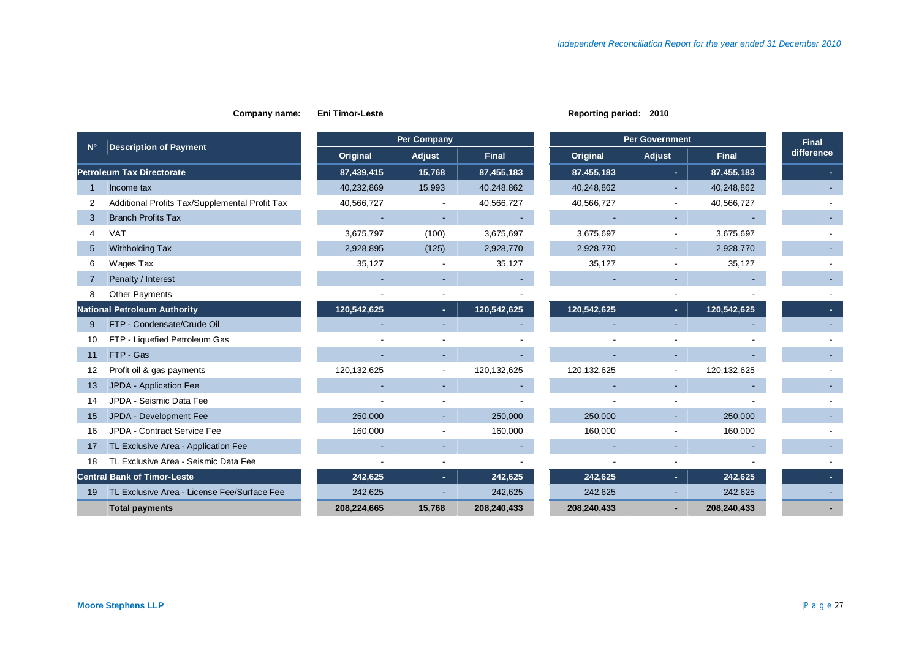**Company name:** Eni Timor-Leste

**Reporting period:** 2010

| N° | Description of Payment | Per Company | | | Per Government | | | Final difference |
|---|---|---|---|---|---|---|---|---|
| | | Original | Adjust | Final | Original | Adjust | Final | |
| | **Petroleum Tax Directorate** | **87,439,415** | **15,768** | **87,455,183** | **87,455,183** | **-** | **87,455,183** | **-** |
| 1 | Income tax | 40,232,869 | 15,993 | 40,248,862 | 40,248,862 | - | 40,248,862 | - |
| 2 | Additional Profits Tax/Supplemental Profit Tax | 40,566,727 | - | 40,566,727 | 40,566,727 | - | 40,566,727 | - |
| 3 | Branch Profits Tax | - | - | - | - | - | - | - |
| 4 | VAT | 3,675,797 | (100) | 3,675,697 | 3,675,697 | - | 3,675,697 | - |
| 5 | Withholding Tax | 2,928,895 | (125) | 2,928,770 | 2,928,770 | - | 2,928,770 | - |
| 6 | Wages Tax | 35,127 | - | 35,127 | 35,127 | - | 35,127 | - |
| 7 | Penalty / Interest | - | - | - | - | - | - | - |
| 8 | Other Payments | - | - | - | - | - | - | - |
| | **National Petroleum Authority** | **120,542,625** | **-** | **120,542,625** | **120,542,625** | **-** | **120,542,625** | **-** |
| 9 | FTP - Condensate/Crude Oil | - | - | - | - | - | - | - |
| 10 | FTP - Liquefied Petroleum Gas | - | - | - | - | - | - | - |
| 11 | FTP - Gas | - | - | - | - | - | - | - |
| 12 | Profit oil & gas payments | 120,132,625 | - | 120,132,625 | 120,132,625 | - | 120,132,625 | - |
| 13 | JPDA - Application Fee | - | - | - | - | - | - | - |
| 14 | JPDA - Seismic Data Fee | - | - | - | - | - | - | - |
| 15 | JPDA - Development Fee | 250,000 | - | 250,000 | 250,000 | - | 250,000 | - |
| 16 | JPDA - Contract Service Fee | 160,000 | - | 160,000 | 160,000 | - | 160,000 | - |
| 17 | TL Exclusive Area - Application Fee | - | - | - | - | - | - | - |
| 18 | TL Exclusive Area - Seismic Data Fee | - | - | - | - | - | - | - |
| | **Central Bank of Timor-Leste** | **242,625** | **-** | **242,625** | **242,625** | **-** | **242,625** | **-** |
| 19 | TL Exclusive Area - License Fee/Surface Fee | 242,625 | - | 242,625 | 242,625 | - | 242,625 | - |
| | **Total payments** | **208,224,665** | **15,768** | **208,240,433** | **208,240,433** | **-** | **208,240,433** | **-** |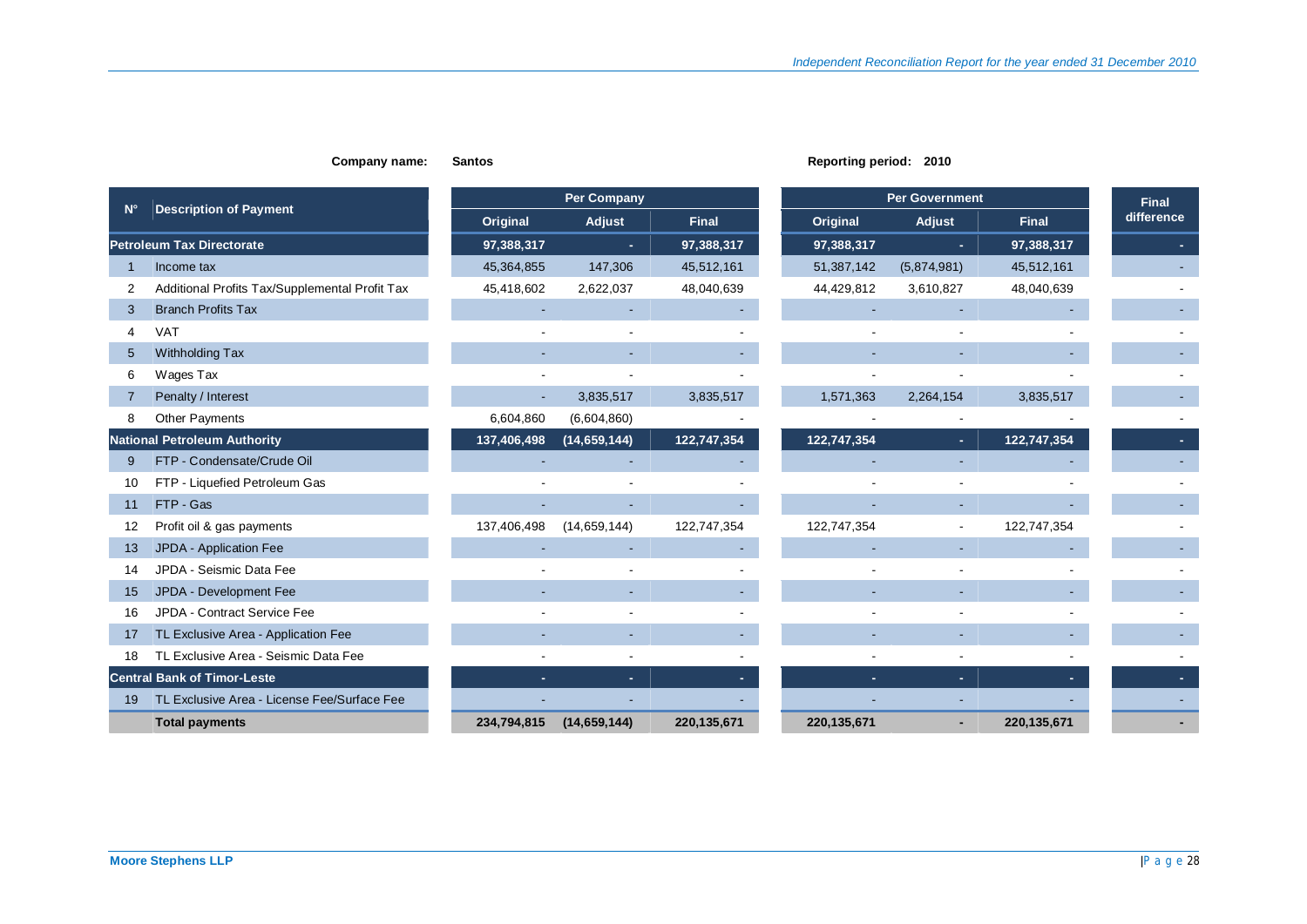**Company name:** **Santos** **Reporting period: 2010**

| N° | Description of Payment | Per Company | | | Per Government | | | Final difference |
|---|---|---|---|---|---|---|---|---|
| | | Original | Adjust | Final | Original | Adjust | Final | |
| **Petroleum Tax Directorate** | | **97,388,317** | **-** | **97,388,317** | **97,388,317** | **-** | **97,388,317** | **-** |
| 1 | Income tax | 45,364,855 | 147,306 | 45,512,161 | 51,387,142 | (5,874,981) | 45,512,161 | - |
| 2 | Additional Profits Tax/Supplemental Profit Tax | 45,418,602 | 2,622,037 | 48,040,639 | 44,429,812 | 3,610,827 | 48,040,639 | - |
| 3 | Branch Profits Tax | - | - | - | - | - | - | - |
| 4 | VAT | - | - | - | - | - | - | - |
| 5 | Withholding Tax | - | - | - | - | - | - | - |
| 6 | Wages Tax | - | - | - | - | - | - | - |
| 7 | Penalty / Interest | - | 3,835,517 | 3,835,517 | 1,571,363 | 2,264,154 | 3,835,517 | - |
| 8 | Other Payments | 6,604,860 | (6,604,860) | - | - | - | - | - |
| **National Petroleum Authority** | | **137,406,498** | **(14,659,144)** | **122,747,354** | **122,747,354** | **-** | **122,747,354** | **-** |
| 9 | FTP - Condensate/Crude Oil | - | - | - | - | - | - | - |
| 10 | FTP - Liquefied Petroleum Gas | - | - | - | - | - | - | - |
| 11 | FTP - Gas | - | - | - | - | - | - | - |
| 12 | Profit oil & gas payments | 137,406,498 | (14,659,144) | 122,747,354 | 122,747,354 | - | 122,747,354 | - |
| 13 | JPDA - Application Fee | - | - | - | - | - | - | - |
| 14 | JPDA - Seismic Data Fee | - | - | - | - | - | - | - |
| 15 | JPDA - Development Fee | - | - | - | - | - | - | - |
| 16 | JPDA - Contract Service Fee | - | - | - | - | - | - | - |
| 17 | TL Exclusive Area - Application Fee | - | - | - | - | - | - | - |
| 18 | TL Exclusive Area - Seismic Data Fee | - | - | - | - | - | - | - |
| **Central Bank of Timor-Leste** | | **-** | **-** | **-** | **-** | **-** | **-** | **-** |
| 19 | TL Exclusive Area - License Fee/Surface Fee | - | - | - | - | - | - | - |
| | **Total payments** | **234,794,815** | **(14,659,144)** | **220,135,671** | **220,135,671** | **-** | **220,135,671** | **-** |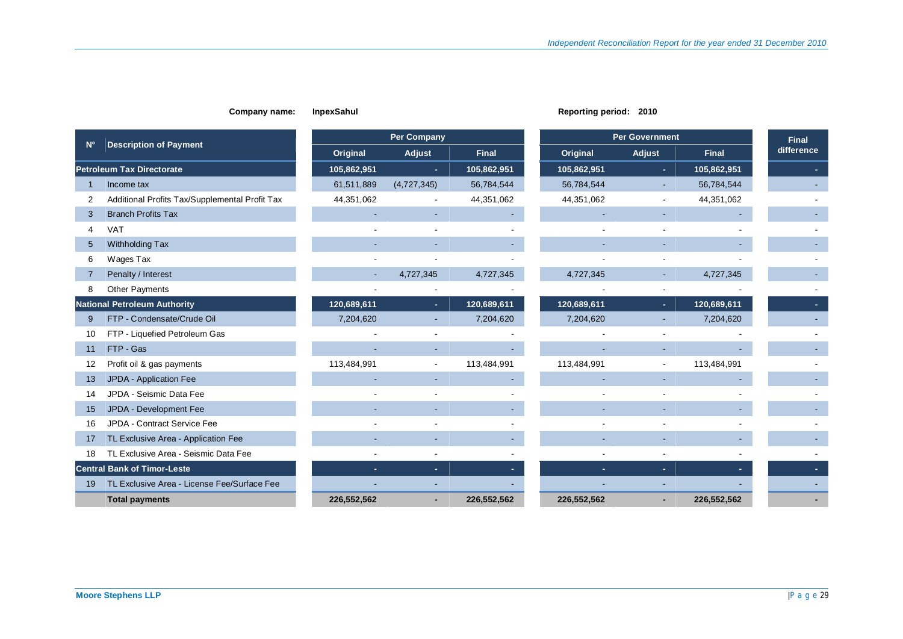**Company name:** InpexSahul **Reporting period:** 2010

| N° | Description of Payment | Per Company | | | Per Government | | | Final difference |
|---|---|---|---|---|---|---|---|---|
| | | Original | Adjust | Final | Original | Adjust | Final | |
| | **Petroleum Tax Directorate** | **105,862,951** | **-** | **105,862,951** | **105,862,951** | **-** | **105,862,951** | **-** |
| 1 | Income tax | 61,511,889 | (4,727,345) | 56,784,544 | 56,784,544 | - | 56,784,544 | - |
| 2 | Additional Profits Tax/Supplemental Profit Tax | 44,351,062 | - | 44,351,062 | 44,351,062 | - | 44,351,062 | - |
| 3 | Branch Profits Tax | - | - | - | - | - | - | - |
| 4 | VAT | - | - | - | - | - | - | - |
| 5 | Withholding Tax | - | - | - | - | - | - | - |
| 6 | Wages Tax | - | - | - | - | - | - | - |
| 7 | Penalty / Interest | - | 4,727,345 | 4,727,345 | 4,727,345 | - | 4,727,345 | - |
| 8 | Other Payments | - | - | - | - | - | - | - |
| | **National Petroleum Authority** | **120,689,611** | **-** | **120,689,611** | **120,689,611** | **-** | **120,689,611** | **-** |
| 9 | FTP - Condensate/Crude Oil | 7,204,620 | - | 7,204,620 | 7,204,620 | - | 7,204,620 | - |
| 10 | FTP - Liquefied Petroleum Gas | - | - | - | - | - | - | - |
| 11 | FTP - Gas | - | - | - | - | - | - | - |
| 12 | Profit oil & gas payments | 113,484,991 | - | 113,484,991 | 113,484,991 | - | 113,484,991 | - |
| 13 | JPDA - Application Fee | - | - | - | - | - | - | - |
| 14 | JPDA - Seismic Data Fee | - | - | - | - | - | - | - |
| 15 | JPDA - Development Fee | - | - | - | - | - | - | - |
| 16 | JPDA - Contract Service Fee | - | - | - | - | - | - | - |
| 17 | TL Exclusive Area - Application Fee | - | - | - | - | - | - | - |
| 18 | TL Exclusive Area - Seismic Data Fee | - | - | - | - | - | - | - |
| | **Central Bank of Timor-Leste** | **-** | **-** | **-** | **-** | **-** | **-** | **-** |
| 19 | TL Exclusive Area - License Fee/Surface Fee | - | - | - | - | - | - | - |
| | **Total payments** | **226,552,562** | **-** | **226,552,562** | **226,552,562** | **-** | **226,552,562** | **-** |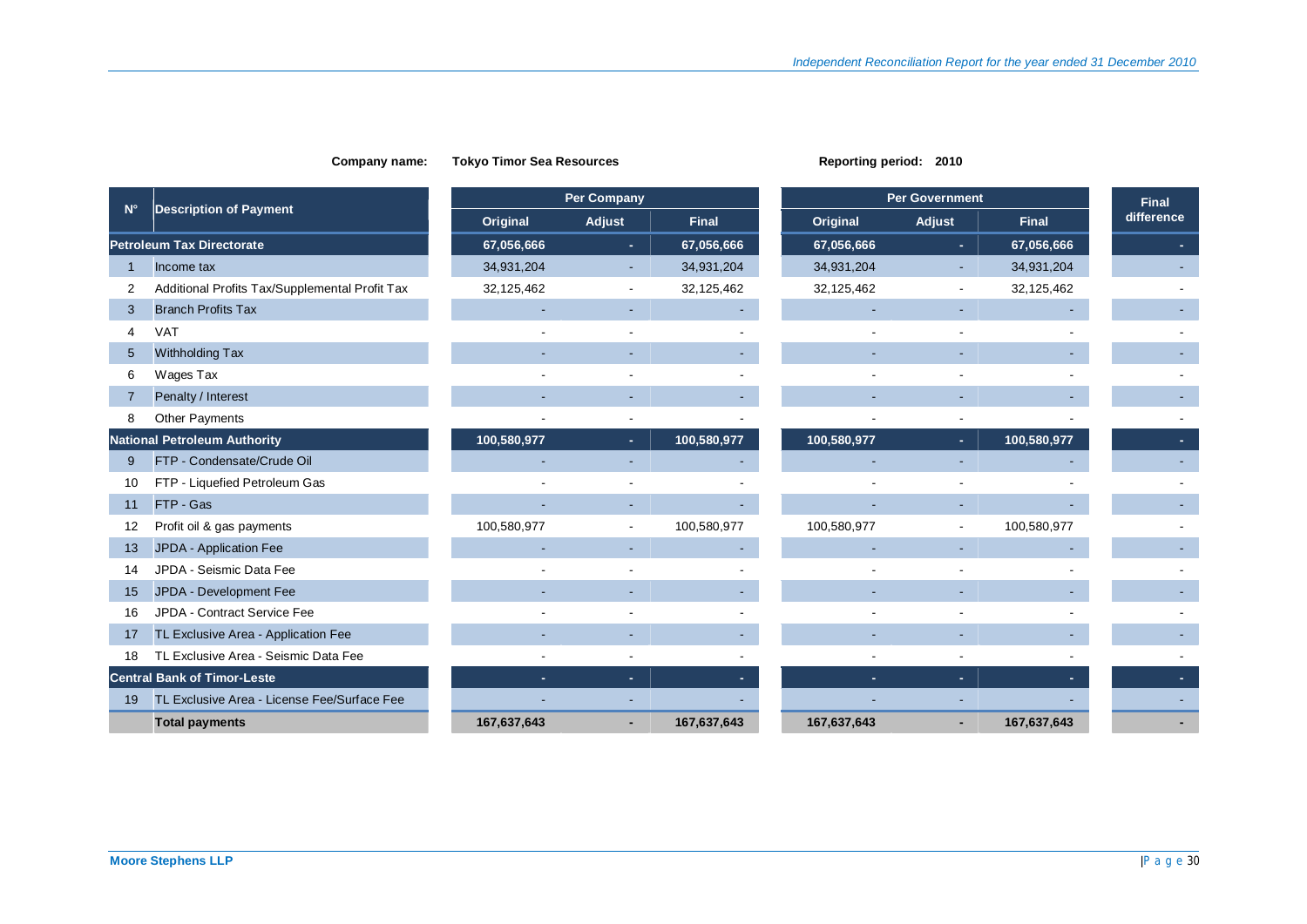**Company name:** Tokyo Timor Sea Resources **Reporting period:** 2010

| N° | Description of Payment | Per Company | | | Per Government | | | Final difference |
|---|---|---|---|---|---|---|---|---|
| | | Original | Adjust | Final | Original | Adjust | Final | |
| **Petroleum Tax Directorate** | | **67,056,666** | **-** | **67,056,666** | **67,056,666** | **-** | **67,056,666** | **-** |
| 1 | Income tax | 34,931,204 | - | 34,931,204 | 34,931,204 | - | 34,931,204 | - |
| 2 | Additional Profits Tax/Supplemental Profit Tax | 32,125,462 | - | 32,125,462 | 32,125,462 | - | 32,125,462 | - |
| 3 | Branch Profits Tax | - | - | - | - | - | - | - |
| 4 | VAT | - | - | - | - | - | - | - |
| 5 | Withholding Tax | - | - | - | - | - | - | - |
| 6 | Wages Tax | - | - | - | - | - | - | - |
| 7 | Penalty / Interest | - | - | - | - | - | - | - |
| 8 | Other Payments | - | - | - | - | - | - | - |
| **National Petroleum Authority** | | **100,580,977** | **-** | **100,580,977** | **100,580,977** | **-** | **100,580,977** | **-** |
| 9 | FTP - Condensate/Crude Oil | - | - | - | - | - | - | - |
| 10 | FTP - Liquefied Petroleum Gas | - | - | - | - | - | - | - |
| 11 | FTP - Gas | - | - | - | - | - | - | - |
| 12 | Profit oil & gas payments | 100,580,977 | - | 100,580,977 | 100,580,977 | - | 100,580,977 | - |
| 13 | JPDA - Application Fee | - | - | - | - | - | - | - |
| 14 | JPDA - Seismic Data Fee | - | - | - | - | - | - | - |
| 15 | JPDA - Development Fee | - | - | - | - | - | - | - |
| 16 | JPDA - Contract Service Fee | - | - | - | - | - | - | - |
| 17 | TL Exclusive Area - Application Fee | - | - | - | - | - | - | - |
| 18 | TL Exclusive Area - Seismic Data Fee | - | - | - | - | - | - | - |
| **Central Bank of Timor-Leste** | | **-** | **-** | **-** | **-** | **-** | **-** | **-** |
| 19 | TL Exclusive Area - License Fee/Surface Fee | - | - | - | - | - | - | - |
| | **Total payments** | **167,637,643** | **-** | **167,637,643** | **167,637,643** | **-** | **167,637,643** | **-** |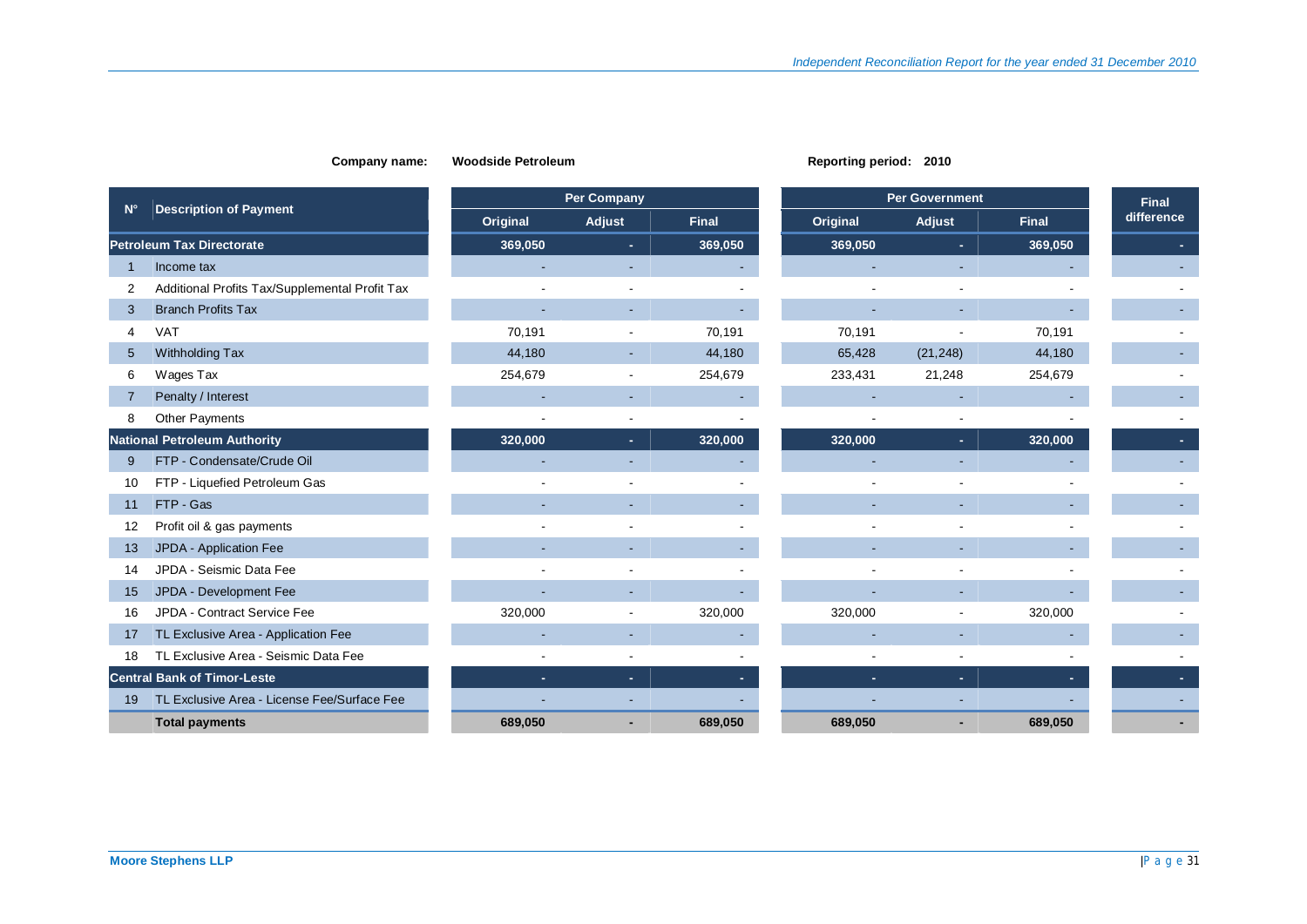**Company name:** **Woodside Petroleum** **Reporting period: 2010**

| N° | Description of Payment | Per Company | | | Per Government | | | Final difference |
|---|---|---|---|---|---|---|---|---|
| | | Original | Adjust | Final | Original | Adjust | Final | |
| **Petroleum Tax Directorate** | | **369,050** | **-** | **369,050** | **369,050** | **-** | **369,050** | **-** |
| 1 | Income tax | - | - | - | - | - | - | - |
| 2 | Additional Profits Tax/Supplemental Profit Tax | - | - | - | - | - | - | - |
| 3 | Branch Profits Tax | - | - | - | - | - | - | - |
| 4 | VAT | 70,191 | - | 70,191 | 70,191 | - | 70,191 | - |
| 5 | Withholding Tax | 44,180 | - | 44,180 | 65,428 | (21,248) | 44,180 | - |
| 6 | Wages Tax | 254,679 | - | 254,679 | 233,431 | 21,248 | 254,679 | - |
| 7 | Penalty / Interest | - | - | - | - | - | - | - |
| 8 | Other Payments | - | - | - | - | - | - | - |
| **National Petroleum Authority** | | **320,000** | **-** | **320,000** | **320,000** | **-** | **320,000** | **-** |
| 9 | FTP - Condensate/Crude Oil | - | - | - | - | - | - | - |
| 10 | FTP - Liquefied Petroleum Gas | - | - | - | - | - | - | - |
| 11 | FTP - Gas | - | - | - | - | - | - | - |
| 12 | Profit oil & gas payments | - | - | - | - | - | - | - |
| 13 | JPDA - Application Fee | - | - | - | - | - | - | - |
| 14 | JPDA - Seismic Data Fee | - | - | - | - | - | - | - |
| 15 | JPDA - Development Fee | - | - | - | - | - | - | - |
| 16 | JPDA - Contract Service Fee | 320,000 | - | 320,000 | 320,000 | - | 320,000 | - |
| 17 | TL Exclusive Area - Application Fee | - | - | - | - | - | - | - |
| 18 | TL Exclusive Area - Seismic Data Fee | - | - | - | - | - | - | - |
| **Central Bank of Timor-Leste** | | **-** | **-** | **-** | **-** | **-** | **-** | **-** |
| 19 | TL Exclusive Area - License Fee/Surface Fee | - | - | - | - | - | - | - |
| | **Total payments** | **689,050** | **-** | **689,050** | **689,050** | **-** | **689,050** | **-** |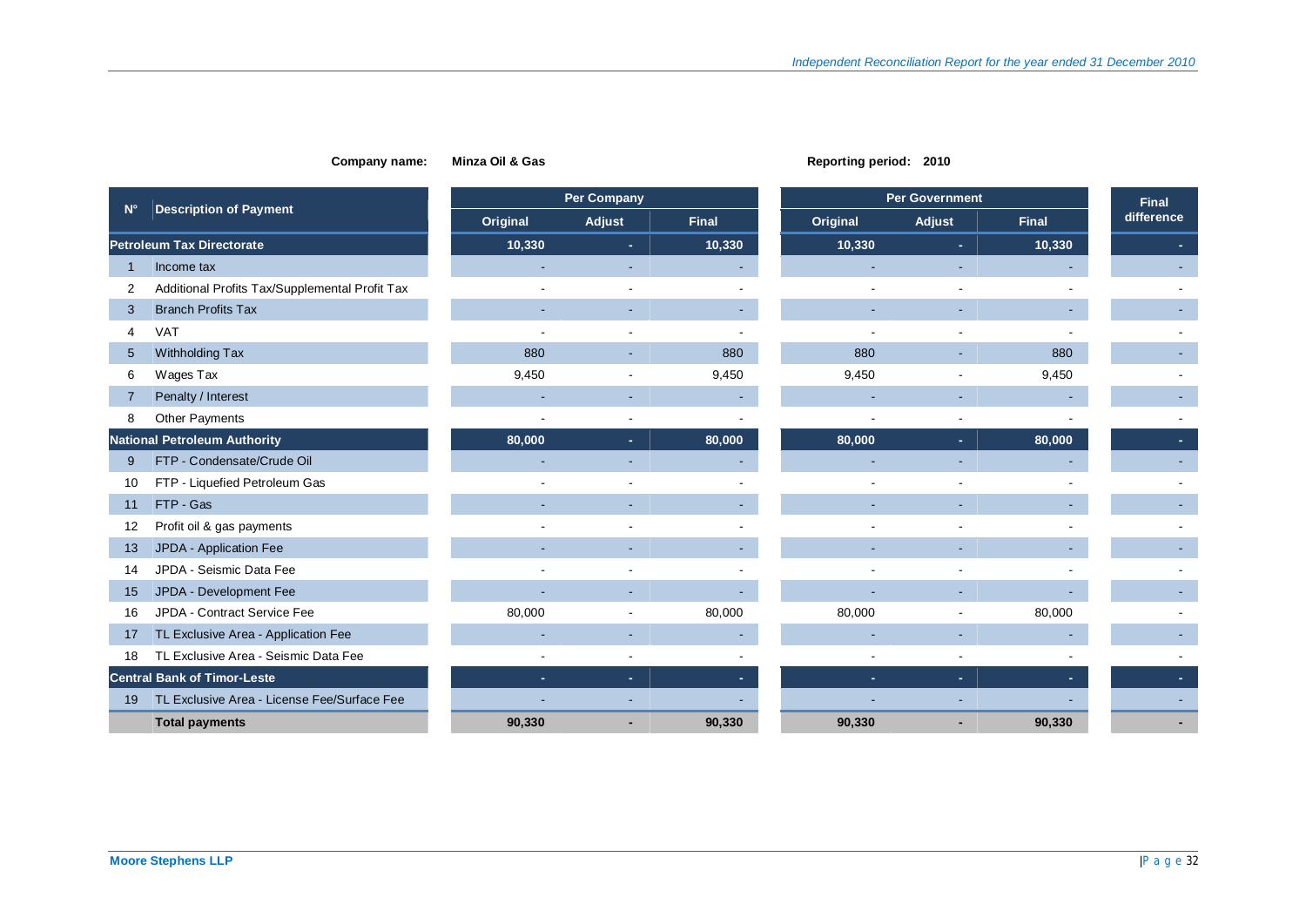**Company name:** Minza Oil & Gas

**Reporting period:** 2010

| N° | Description of Payment | Per Company | | | Per Government | | | Final difference |
|---|---|---|---|---|---|---|---|---|
| | | Original | Adjust | Final | Original | Adjust | Final | |
| | **Petroleum Tax Directorate** | **10,330** | **-** | **10,330** | **10,330** | **-** | **10,330** | **-** |
| 1 | Income tax | - | - | - | - | - | - | - |
| 2 | Additional Profits Tax/Supplemental Profit Tax | - | - | - | - | - | - | - |
| 3 | Branch Profits Tax | - | - | - | - | - | - | - |
| 4 | VAT | - | - | - | - | - | - | - |
| 5 | Withholding Tax | 880 | - | 880 | 880 | - | 880 | - |
| 6 | Wages Tax | 9,450 | - | 9,450 | 9,450 | - | 9,450 | - |
| 7 | Penalty / Interest | - | - | - | - | - | - | - |
| 8 | Other Payments | - | - | - | - | - | - | - |
| | **National Petroleum Authority** | **80,000** | **-** | **80,000** | **80,000** | **-** | **80,000** | **-** |
| 9 | FTP - Condensate/Crude Oil | - | - | - | - | - | - | - |
| 10 | FTP - Liquefied Petroleum Gas | - | - | - | - | - | - | - |
| 11 | FTP - Gas | - | - | - | - | - | - | - |
| 12 | Profit oil & gas payments | - | - | - | - | - | - | - |
| 13 | JPDA - Application Fee | - | - | - | - | - | - | - |
| 14 | JPDA - Seismic Data Fee | - | - | - | - | - | - | - |
| 15 | JPDA - Development Fee | - | - | - | - | - | - | - |
| 16 | JPDA - Contract Service Fee | 80,000 | - | 80,000 | 80,000 | - | 80,000 | - |
| 17 | TL Exclusive Area - Application Fee | - | - | - | - | - | - | - |
| 18 | TL Exclusive Area - Seismic Data Fee | - | - | - | - | - | - | - |
| | **Central Bank of Timor-Leste** | **-** | **-** | **-** | **-** | **-** | **-** | **-** |
| 19 | TL Exclusive Area - License Fee/Surface Fee | - | - | - | - | - | - | - |
| | **Total payments** | **90,330** | **-** | **90,330** | **90,330** | **-** | **90,330** | **-** |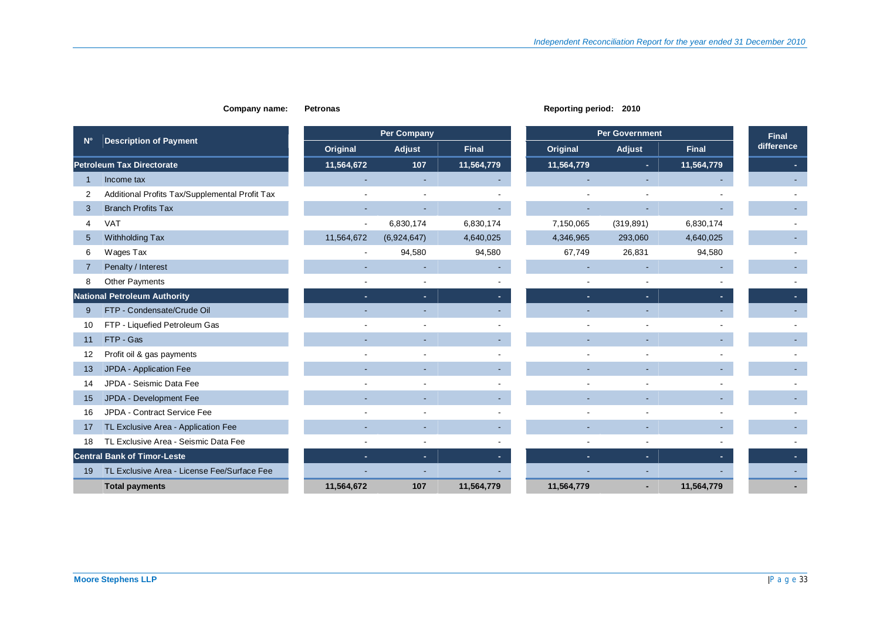**Company name:** Petronas

**Reporting period:** 2010

| N° | Description of Payment | Per Company | | | Per Government | | | Final difference |
|---|---|---|---|---|---|---|---|---|
| | | Original | Adjust | Final | Original | Adjust | Final | |
| | **Petroleum Tax Directorate** | **11,564,672** | **107** | **11,564,779** | **11,564,779** | **-** | **11,564,779** | **-** |
| 1 | Income tax | - | - | - | - | - | - | - |
| 2 | Additional Profits Tax/Supplemental Profit Tax | - | - | - | - | - | - | - |
| 3 | Branch Profits Tax | - | - | - | - | - | - | - |
| 4 | VAT | - | 6,830,174 | 6,830,174 | 7,150,065 | (319,891) | 6,830,174 | - |
| 5 | Withholding Tax | 11,564,672 | (6,924,647) | 4,640,025 | 4,346,965 | 293,060 | 4,640,025 | - |
| 6 | Wages Tax | - | 94,580 | 94,580 | 67,749 | 26,831 | 94,580 | - |
| 7 | Penalty / Interest | - | - | - | - | - | - | - |
| 8 | Other Payments | - | - | - | - | - | - | - |
| | **National Petroleum Authority** | **-** | **-** | **-** | **-** | **-** | **-** | **-** |
| 9 | FTP - Condensate/Crude Oil | - | - | - | - | - | - | - |
| 10 | FTP - Liquefied Petroleum Gas | - | - | - | - | - | - | - |
| 11 | FTP - Gas | - | - | - | - | - | - | - |
| 12 | Profit oil & gas payments | - | - | - | - | - | - | - |
| 13 | JPDA - Application Fee | - | - | - | - | - | - | - |
| 14 | JPDA - Seismic Data Fee | - | - | - | - | - | - | - |
| 15 | JPDA - Development Fee | - | - | - | - | - | - | - |
| 16 | JPDA - Contract Service Fee | - | - | - | - | - | - | - |
| 17 | TL Exclusive Area - Application Fee | - | - | - | - | - | - | - |
| 18 | TL Exclusive Area - Seismic Data Fee | - | - | - | - | - | - | - |
| | **Central Bank of Timor-Leste** | **-** | **-** | **-** | **-** | **-** | **-** | **-** |
| 19 | TL Exclusive Area - License Fee/Surface Fee | - | - | - | - | - | - | - |
| | **Total payments** | **11,564,672** | **107** | **11,564,779** | **11,564,779** | **-** | **11,564,779** | **-** |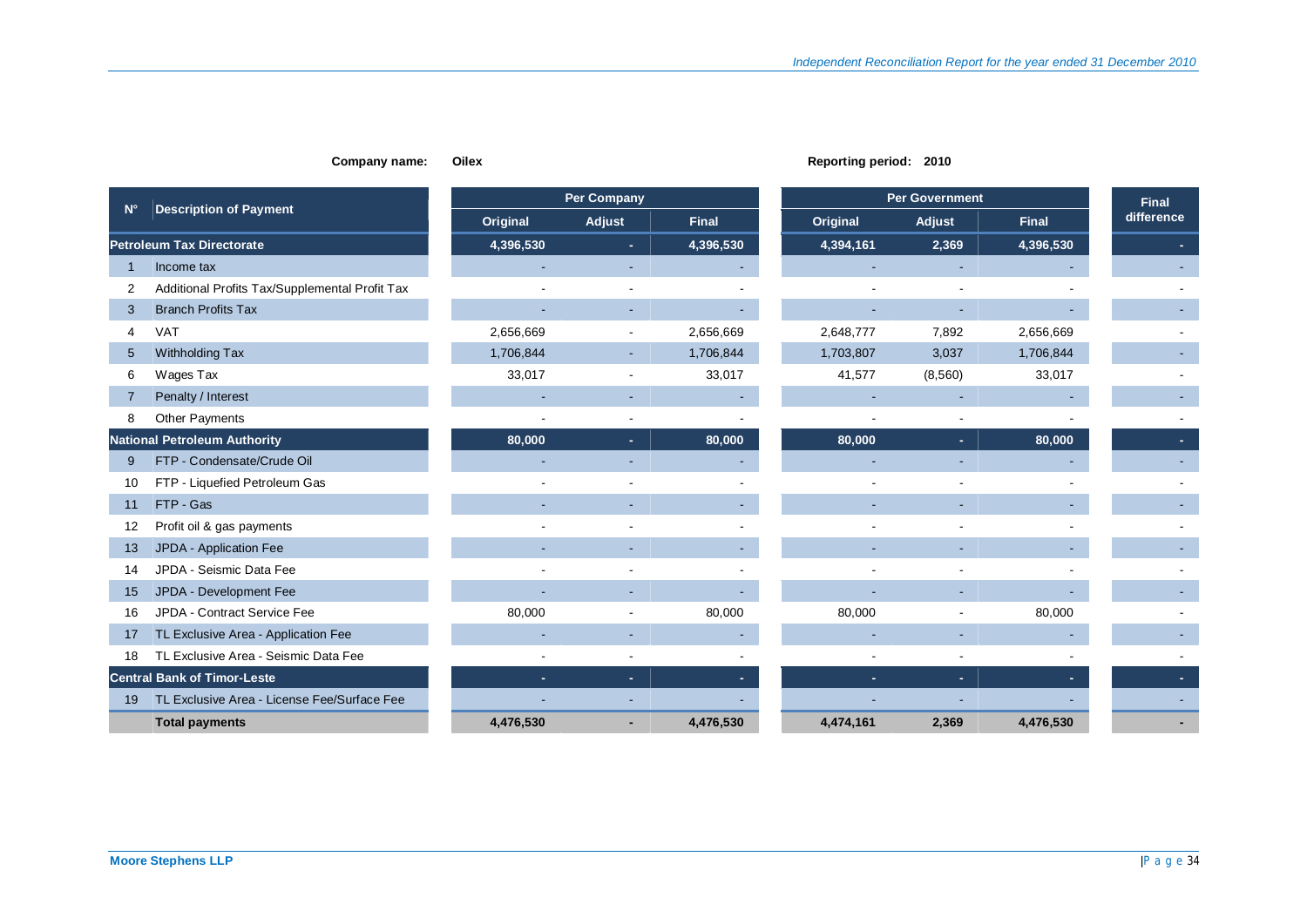**Company name:** Oilex **Reporting period:** 2010

| N° | Description of Payment | Per Company | | | Per Government | | | Final difference |
|---|---|---|---|---|---|---|---|---|
| | | Original | Adjust | Final | Original | Adjust | Final | |
| **Petroleum Tax Directorate** | | **4,396,530** | **-** | **4,396,530** | **4,394,161** | **2,369** | **4,396,530** | **-** |
| 1 | Income tax | - | - | - | - | - | - | - |
| 2 | Additional Profits Tax/Supplemental Profit Tax | - | - | - | - | - | - | - |
| 3 | Branch Profits Tax | - | - | - | - | - | - | - |
| 4 | VAT | 2,656,669 | - | 2,656,669 | 2,648,777 | 7,892 | 2,656,669 | - |
| 5 | Withholding Tax | 1,706,844 | - | 1,706,844 | 1,703,807 | 3,037 | 1,706,844 | - |
| 6 | Wages Tax | 33,017 | - | 33,017 | 41,577 | (8,560) | 33,017 | - |
| 7 | Penalty / Interest | - | - | - | - | - | - | - |
| 8 | Other Payments | - | - | - | - | - | - | - |
| **National Petroleum Authority** | | **80,000** | **-** | **80,000** | **80,000** | **-** | **80,000** | **-** |
| 9 | FTP - Condensate/Crude Oil | - | - | - | - | - | - | - |
| 10 | FTP - Liquefied Petroleum Gas | - | - | - | - | - | - | - |
| 11 | FTP - Gas | - | - | - | - | - | - | - |
| 12 | Profit oil & gas payments | - | - | - | - | - | - | - |
| 13 | JPDA - Application Fee | - | - | - | - | - | - | - |
| 14 | JPDA - Seismic Data Fee | - | - | - | - | - | - | - |
| 15 | JPDA - Development Fee | - | - | - | - | - | - | - |
| 16 | JPDA - Contract Service Fee | 80,000 | - | 80,000 | 80,000 | - | 80,000 | - |
| 17 | TL Exclusive Area - Application Fee | - | - | - | - | - | - | - |
| 18 | TL Exclusive Area - Seismic Data Fee | - | - | - | - | - | - | - |
| **Central Bank of Timor-Leste** | | **-** | **-** | **-** | **-** | **-** | **-** | **-** |
| 19 | TL Exclusive Area - License Fee/Surface Fee | - | - | - | - | - | - | - |
| | **Total payments** | **4,476,530** | **-** | **4,476,530** | **4,474,161** | **2,369** | **4,476,530** | **-** |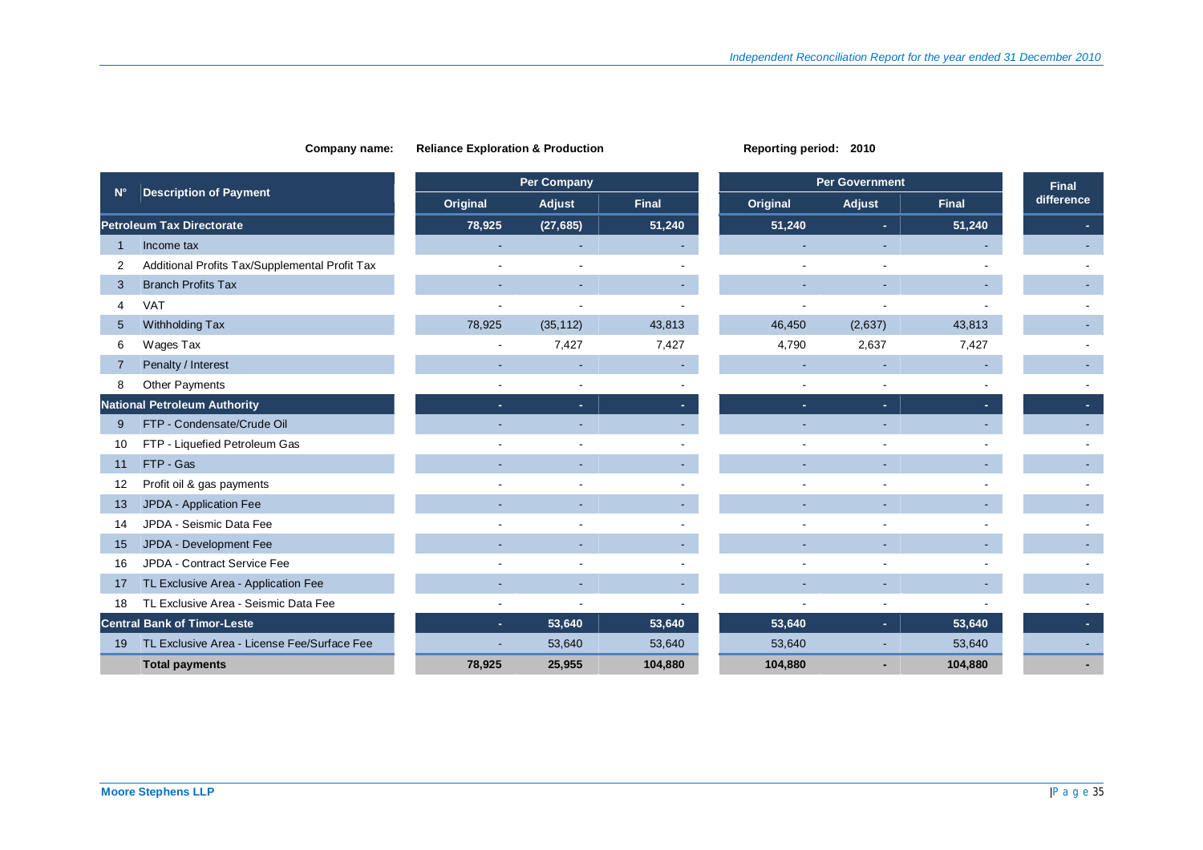**Company name:** Reliance Exploration & Production

**Reporting period:** 2010

| N° | Description of Payment | Per Company | | | Per Government | | | Final difference |
|---|---|---|---|---|---|---|---|---|
| | | Original | Adjust | Final | Original | Adjust | Final | |
| | **Petroleum Tax Directorate** | **78,925** | **(27,685)** | **51,240** | **51,240** | **-** | **51,240** | **-** |
| 1 | Income tax | - | - | - | - | - | - | - |
| 2 | Additional Profits Tax/Supplemental Profit Tax | - | - | - | - | - | - | - |
| 3 | Branch Profits Tax | - | - | - | - | - | - | - |
| 4 | VAT | - | - | - | - | - | - | - |
| 5 | Withholding Tax | 78,925 | (35,112) | 43,813 | 46,450 | (2,637) | 43,813 | - |
| 6 | Wages Tax | - | 7,427 | 7,427 | 4,790 | 2,637 | 7,427 | - |
| 7 | Penalty / Interest | - | - | - | - | - | - | - |
| 8 | Other Payments | - | - | - | - | - | - | - |
| | **National Petroleum Authority** | **-** | **-** | **-** | **-** | **-** | **-** | **-** |
| 9 | FTP - Condensate/Crude Oil | - | - | - | - | - | - | - |
| 10 | FTP - Liquefied Petroleum Gas | - | - | - | - | - | - | - |
| 11 | FTP - Gas | - | - | - | - | - | - | - |
| 12 | Profit oil & gas payments | - | - | - | - | - | - | - |
| 13 | JPDA - Application Fee | - | - | - | - | - | - | - |
| 14 | JPDA - Seismic Data Fee | - | - | - | - | - | - | - |
| 15 | JPDA - Development Fee | - | - | - | - | - | - | - |
| 16 | JPDA - Contract Service Fee | - | - | - | - | - | - | - |
| 17 | TL Exclusive Area - Application Fee | - | - | - | - | - | - | - |
| 18 | TL Exclusive Area - Seismic Data Fee | - | - | - | - | - | - | - |
| | **Central Bank of Timor-Leste** | **-** | **53,640** | **53,640** | **53,640** | **-** | **53,640** | **-** |
| 19 | TL Exclusive Area - License Fee/Surface Fee | - | 53,640 | 53,640 | 53,640 | - | 53,640 | - |
| | **Total payments** | **78,925** | **25,955** | **104,880** | **104,880** | **-** | **104,880** | **-** |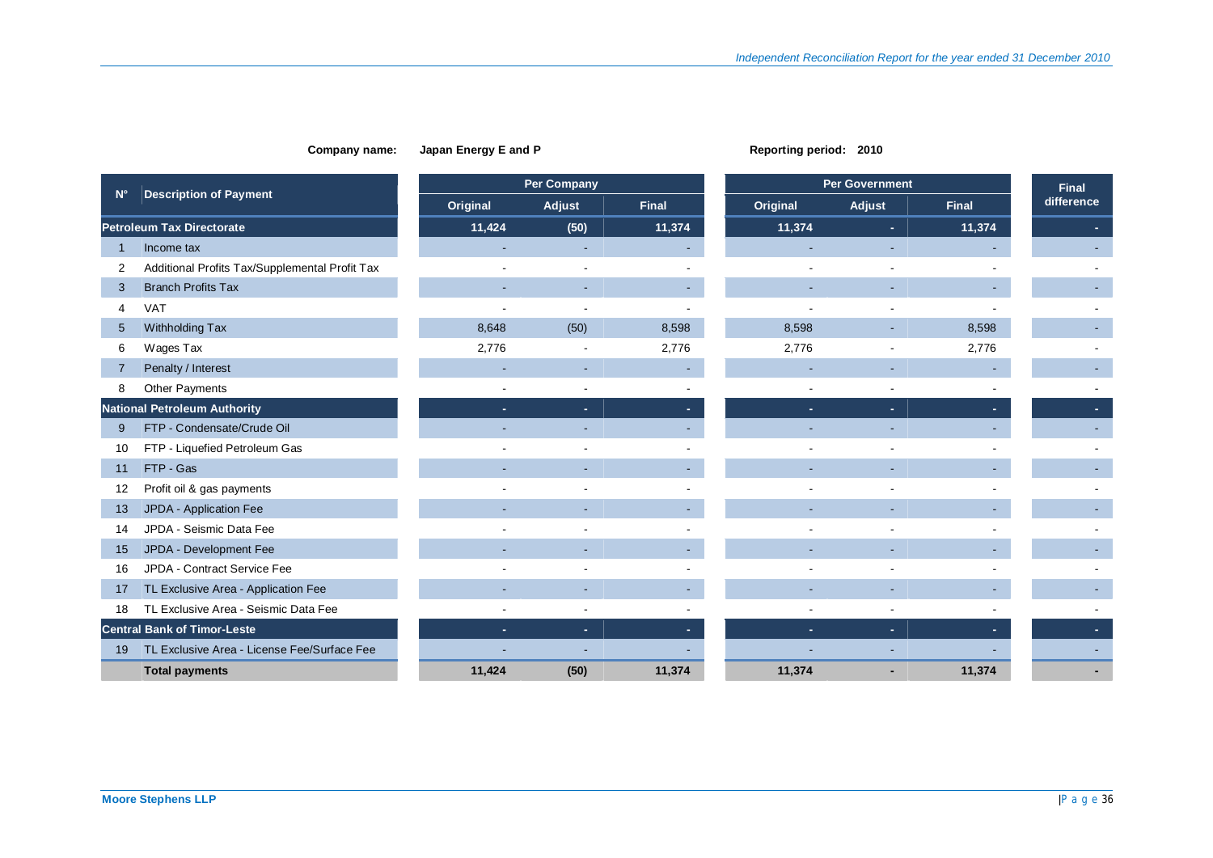**Company name:** Japan Energy E and P **Reporting period:** 2010

| N° | Description of Payment | Per Company | | | Per Government | | | Final difference |
|---|---|---|---|---|---|---|---|---|
| | | Original | Adjust | Final | Original | Adjust | Final | |
| | **Petroleum Tax Directorate** | **11,424** | **(50)** | **11,374** | **11,374** | **-** | **11,374** | **-** |
| 1 | Income tax | - | - | - | - | - | - | - |
| 2 | Additional Profits Tax/Supplemental Profit Tax | - | - | - | - | - | - | - |
| 3 | Branch Profits Tax | - | - | - | - | - | - | - |
| 4 | VAT | - | - | - | - | - | - | - |
| 5 | Withholding Tax | 8,648 | (50) | 8,598 | 8,598 | - | 8,598 | - |
| 6 | Wages Tax | 2,776 | - | 2,776 | 2,776 | - | 2,776 | - |
| 7 | Penalty / Interest | - | - | - | - | - | - | - |
| 8 | Other Payments | - | - | - | - | - | - | - |
| | **National Petroleum Authority** | **-** | **-** | **-** | **-** | **-** | **-** | **-** |
| 9 | FTP - Condensate/Crude Oil | - | - | - | - | - | - | - |
| 10 | FTP - Liquefied Petroleum Gas | - | - | - | - | - | - | - |
| 11 | FTP - Gas | - | - | - | - | - | - | - |
| 12 | Profit oil & gas payments | - | - | - | - | - | - | - |
| 13 | JPDA - Application Fee | - | - | - | - | - | - | - |
| 14 | JPDA - Seismic Data Fee | - | - | - | - | - | - | - |
| 15 | JPDA - Development Fee | - | - | - | - | - | - | - |
| 16 | JPDA - Contract Service Fee | - | - | - | - | - | - | - |
| 17 | TL Exclusive Area - Application Fee | - | - | - | - | - | - | - |
| 18 | TL Exclusive Area - Seismic Data Fee | - | - | - | - | - | - | - |
| | **Central Bank of Timor-Leste** | **-** | **-** | **-** | **-** | **-** | **-** | **-** |
| 19 | TL Exclusive Area - License Fee/Surface Fee | - | - | - | - | - | - | - |
| | **Total payments** | **11,424** | **(50)** | **11,374** | **11,374** | **-** | **11,374** | **-** |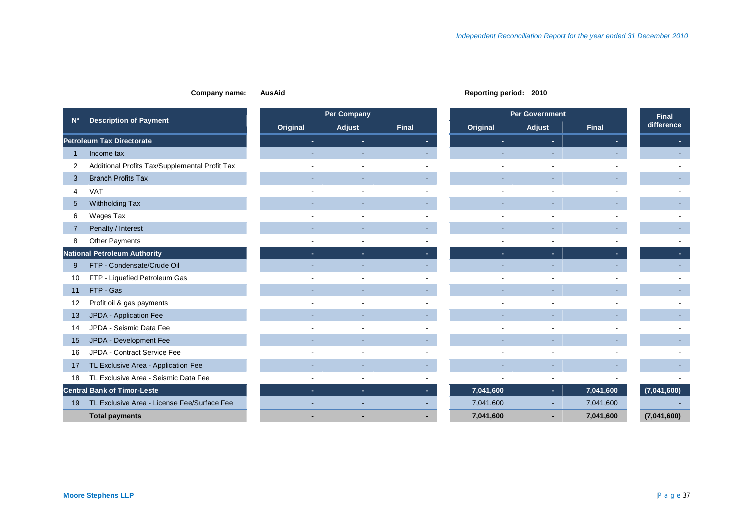**Company name:** AusAid

**Reporting period:** 2010

| N° | Description of Payment | Per Company | | | Per Government | | | Final difference |
|---|---|---|---|---|---|---|---|---|
| | | Original | Adjust | Final | Original | Adjust | Final | |
| **Petroleum Tax Directorate** | | - | - | - | - | - | - | - |
| 1 | Income tax | - | - | - | - | - | - | - |
| 2 | Additional Profits Tax/Supplemental Profit Tax | - | - | - | - | - | - | - |
| 3 | Branch Profits Tax | - | - | - | - | - | - | - |
| 4 | VAT | - | - | - | - | - | - | - |
| 5 | Withholding Tax | - | - | - | - | - | - | - |
| 6 | Wages Tax | - | - | - | - | - | - | - |
| 7 | Penalty / Interest | - | - | - | - | - | - | - |
| 8 | Other Payments | - | - | - | - | - | - | - |
| **National Petroleum Authority** | | - | - | - | - | - | - | - |
| 9 | FTP - Condensate/Crude Oil | - | - | - | - | - | - | - |
| 10 | FTP - Liquefied Petroleum Gas | - | - | - | - | - | - | - |
| 11 | FTP - Gas | - | - | - | - | - | - | - |
| 12 | Profit oil & gas payments | - | - | - | - | - | - | - |
| 13 | JPDA - Application Fee | - | - | - | - | - | - | - |
| 14 | JPDA - Seismic Data Fee | - | - | - | - | - | - | - |
| 15 | JPDA - Development Fee | - | - | - | - | - | - | - |
| 16 | JPDA - Contract Service Fee | - | - | - | - | - | - | - |
| 17 | TL Exclusive Area - Application Fee | - | - | - | - | - | - | - |
| 18 | TL Exclusive Area - Seismic Data Fee | - | - | - | - | - | - | - |
| **Central Bank of Timor-Leste** | | - | - | - | **7,041,600** | - | **7,041,600** | **(7,041,600)** |
| 19 | TL Exclusive Area - License Fee/Surface Fee | - | - | - | 7,041,600 | - | 7,041,600 | - |
| | **Total payments** | **-** | **-** | **-** | **7,041,600** | **-** | **7,041,600** | **(7,041,600)** |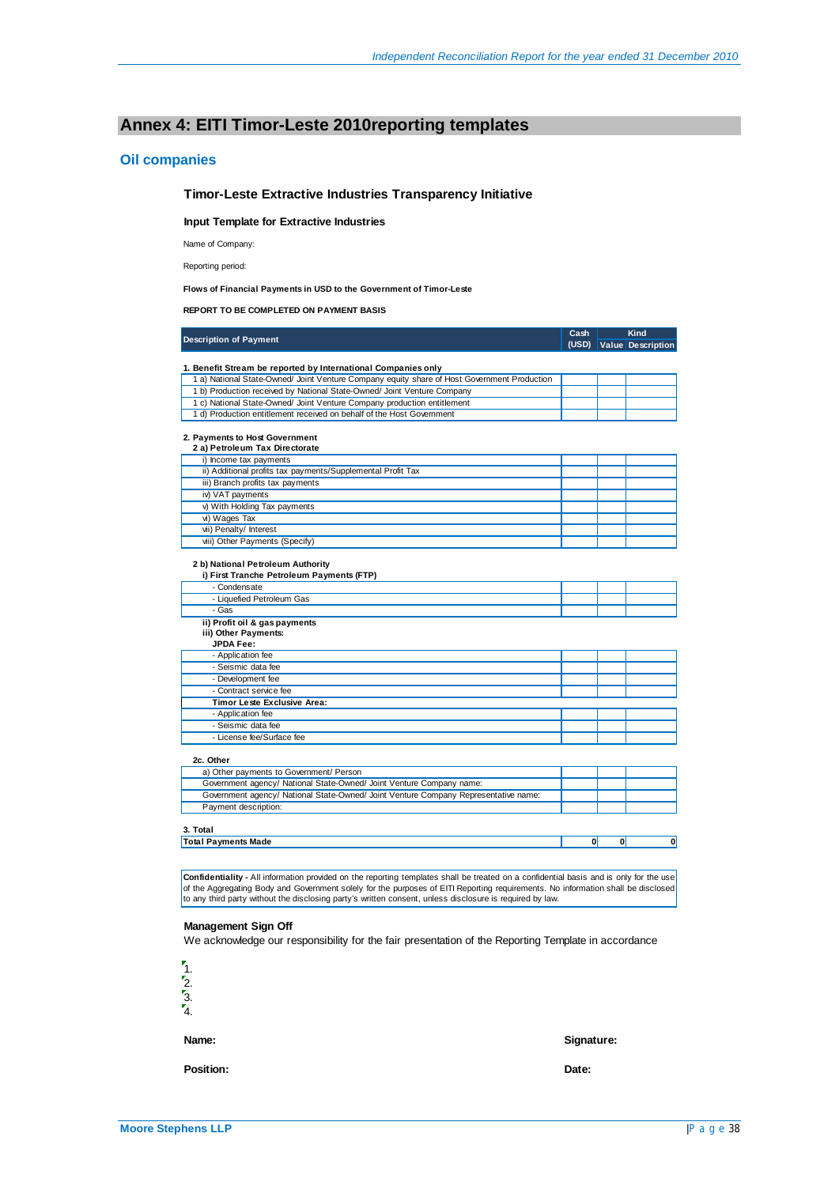## Annex 4: EITI Timor-Leste 2010reporting templates

### Oil companies

#### Timor-Leste Extractive Industries Transparency Initiative

**Input Template for Extractive Industries**

Name of Company:

Reporting period:

**Flows of Financial Payments in USD to the Government of Timor-Leste**

**REPORT TO BE COMPLETED ON PAYMENT BASIS**

| Description of Payment | Cash (USD) | Kind | |
|---|---|---|---|
| | | Value | Description |
| **1. Benefit Stream be reported by International Companies only** | | | |
| 1 a) National State-Owned/ Joint Venture Company equity share of Host Government Production | | | |
| 1 b) Production received by National State-Owned/ Joint Venture Company | | | |
| 1 c) National State-Owned/ Joint Venture Company production entitlement | | | |
| 1 d) Production entitlement received on behalf of the Host Government | | | |
| **2. Payments to Host Government** | | | |
| **2 a) Petroleum Tax Directorate** | | | |
| i) Income tax payments | | | |
| ii) Additional profits tax payments/Supplemental Profit Tax | | | |
| iii) Branch profits tax payments | | | |
| iv) VAT payments | | | |
| v) With Holding Tax payments | | | |
| vi) Wages Tax | | | |
| vii) Penalty/ Interest | | | |
| viii) Other Payments (Specify) | | | |
| **2 b) National Petroleum Authority** | | | |
| **i) First Tranche Petroleum Payments (FTP)** | | | |
| - Condensate | | | |
| - Liquefied Petroleum Gas | | | |
| - Gas | | | |
| **ii) Profit oil & gas payments** | | | |
| **iii) Other Payments:** | | | |
| **JPDA Fee:** | | | |
| - Application fee | | | |
| - Seismic data fee | | | |
| - Development fee | | | |
| - Contract service fee | | | |
| **Timor Leste Exclusive Area:** | | | |
| - Application fee | | | |
| - Seismic data fee | | | |
| - License fee/Surface fee | | | |
| **2c. Other** | | | |
| a) Other payments to Government/ Person | | | |
| Government agency/ National State-Owned/ Joint Venture Company name: | | | |
| Government agency/ National State-Owned/ Joint Venture Company Representative name: | | | |
| Payment description: | | | |
| **3. Total** | | | |
| **Total Payments Made** | 0 | 0 | 0 |

**Confidentiality -** All information provided on the reporting templates shall be treated on a confidential basis and is only for the use of the Aggregating Body and Government solely for the purposes of EITI Reporting requirements. No information shall be disclosed to any third party without the disclosing party's written consent, unless disclosure is required by law.

**Management Sign Off**

We acknowledge our responsibility for the fair presentation of the Reporting Template in accordance

1.
2.
3.
4.

**Name:** **Signature:**

**Position:** **Date:**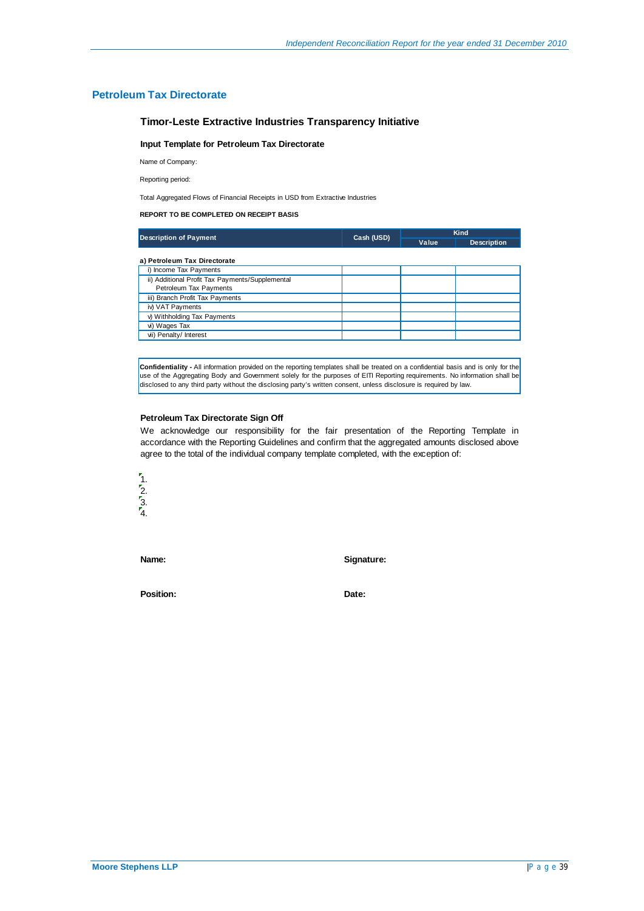## Petroleum Tax Directorate

### Timor-Leste Extractive Industries Transparency Initiative

#### Input Template for Petroleum Tax Directorate

Name of Company:

Reporting period:

Total Aggregated Flows of Financial Receipts in USD from Extractive Industries

**REPORT TO BE COMPLETED ON RECEIPT BASIS**

| Description of Payment | Cash (USD) | Kind | |
|---|---|---|---|
| | | Value | Description |
| **a) Petroleum Tax Directorate** | | | |
| i) Income Tax Payments | | | |
| ii) Additional Profit Tax Payments/Supplemental Petroleum Tax Payments | | | |
| iii) Branch Profit Tax Payments | | | |
| iv) VAT Payments | | | |
| v) Withholding Tax Payments | | | |
| vi) Wages Tax | | | |
| vii) Penalty/ Interest | | | |

**Confidentiality -** All information provided on the reporting templates shall be treated on a confidential basis and is only for the use of the Aggregating Body and Government solely for the purposes of EITI Reporting requirements. No information shall be disclosed to any third party without the disclosing party's written consent, unless disclosure is required by law.

#### Petroleum Tax Directorate Sign Off

We acknowledge our responsibility for the fair presentation of the Reporting Template in accordance with the Reporting Guidelines and confirm that the aggregated amounts disclosed above agree to the total of the individual company template completed, with the exception of:

1.
2.
3.
4.

**Name:** 

**Signature:**

**Position:** 

**Date:**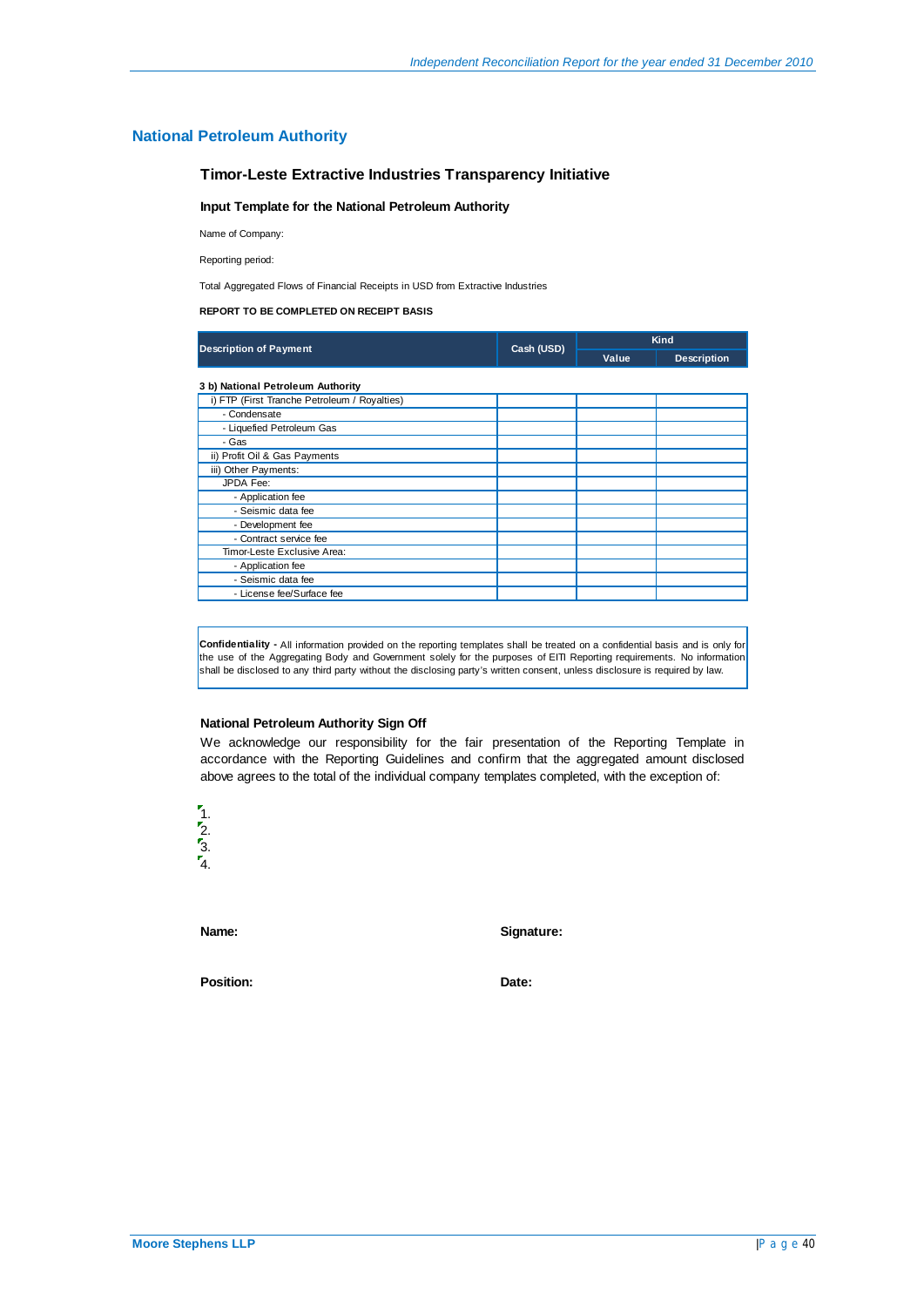## National Petroleum Authority

### Timor-Leste Extractive Industries Transparency Initiative

#### Input Template for the National Petroleum Authority

Name of Company:

Reporting period:

Total Aggregated Flows of Financial Receipts in USD from Extractive Industries

**REPORT TO BE COMPLETED ON RECEIPT BASIS**

| Description of Payment | Cash (USD) | Kind | |
|---|---|---|---|
| | | Value | Description |
| **3 b) National Petroleum Authority** | | | |
| i) FTP (First Tranche Petroleum / Royalties) | | | |
| - Condensate | | | |
| - Liquefied Petroleum Gas | | | |
| - Gas | | | |
| ii) Profit Oil & Gas Payments | | | |
| iii) Other Payments: | | | |
| JPDA Fee: | | | |
| - Application fee | | | |
| - Seismic data fee | | | |
| - Development fee | | | |
| - Contract service fee | | | |
| Timor-Leste Exclusive Area: | | | |
| - Application fee | | | |
| - Seismic data fee | | | |
| - License fee/Surface fee | | | |

**Confidentiality -** All information provided on the reporting templates shall be treated on a confidential basis and is only for the use of the Aggregating Body and Government solely for the purposes of EITI Reporting requirements. No information shall be disclosed to any third party without the disclosing party's written consent, unless disclosure is required by law.

#### National Petroleum Authority Sign Off

We acknowledge our responsibility for the fair presentation of the Reporting Template in accordance with the Reporting Guidelines and confirm that the aggregated amount disclosed above agrees to the total of the individual company templates completed, with the exception of:

1.
2.
3.
4.

**Name:** **Signature:**

**Position:** **Date:**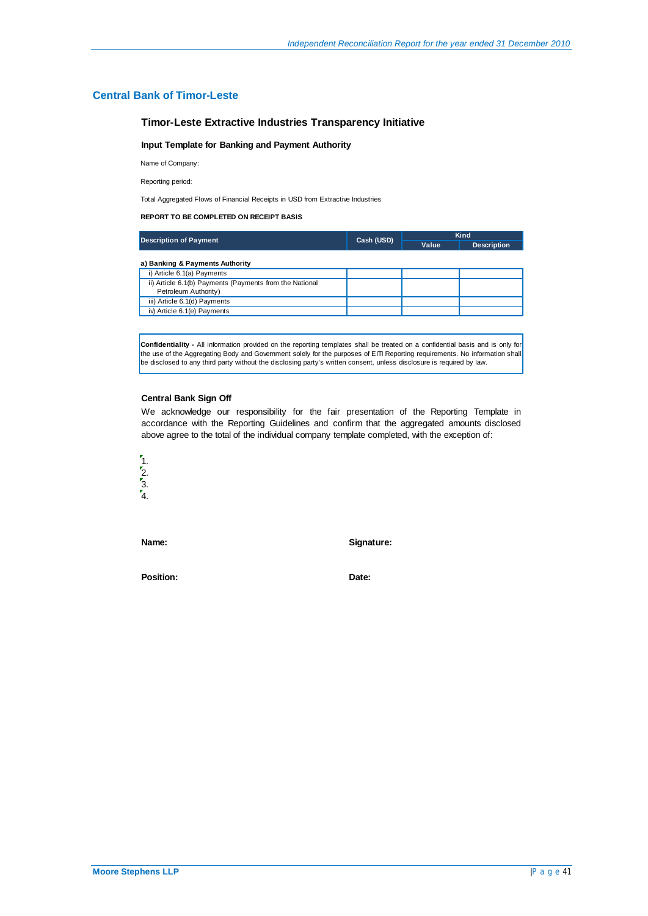## Central Bank of Timor-Leste

### Timor-Leste Extractive Industries Transparency Initiative

#### Input Template for Banking and Payment Authority

Name of Company:

Reporting period:

Total Aggregated Flows of Financial Receipts in USD from Extractive Industries

**REPORT TO BE COMPLETED ON RECEIPT BASIS**

| Description of Payment | Cash (USD) | Kind | |
|---|---|---|---|
| | | Value | Description |
| **a) Banking & Payments Authority** | | | |
| i) Article 6.1(a) Payments | | | |
| ii) Article 6.1(b) Payments (Payments from the National Petroleum Authority) | | | |
| iii) Article 6.1(d) Payments | | | |
| iv) Article 6.1(e) Payments | | | |

**Confidentiality -** All information provided on the reporting templates shall be treated on a confidential basis and is only for the use of the Aggregating Body and Government solely for the purposes of EITI Reporting requirements. No information shall be disclosed to any third party without the disclosing party's written consent, unless disclosure is required by law.

**Central Bank Sign Off**

We acknowledge our responsibility for the fair presentation of the Reporting Template in accordance with the Reporting Guidelines and confirm that the aggregated amounts disclosed above agree to the total of the individual company template completed, with the exception of:

1.
2.
3.
4.

**Name:** **Signature:**

**Position:** **Date:**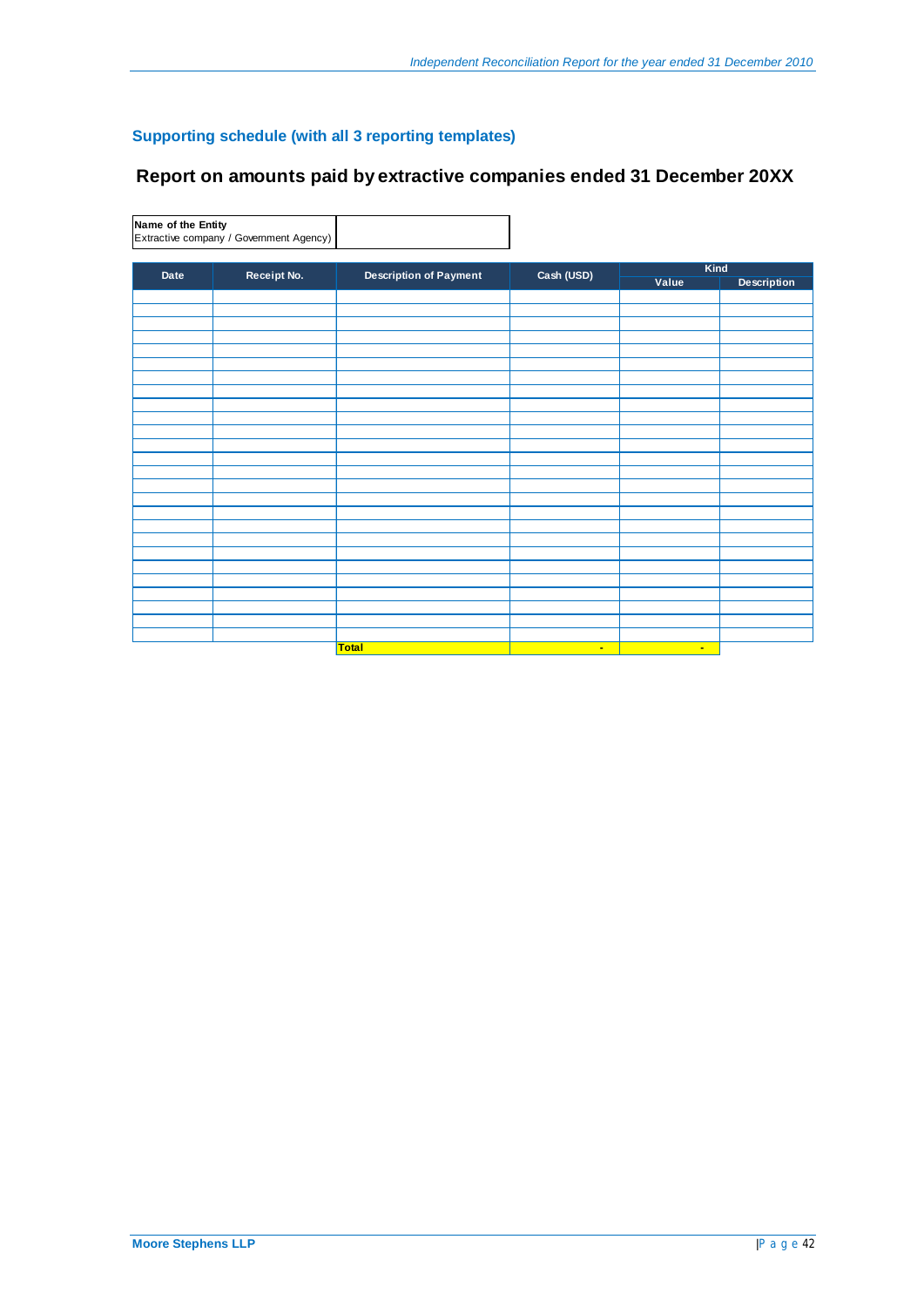## Supporting schedule (with all 3 reporting templates)

### Report on amounts paid by extractive companies ended 31 December 20XX

| Name of the Entity<br>Extractive company / Government Agency) | |
|---|---|

| Date | Receipt No. | Description of Payment | Cash (USD) | Kind | |
|---|---|---|---|---|---|
| | | | | Value | Description |
| | | | | | |
| | | | | | |
| | | | | | |
| | | | | | |
| | | | | | |
| | | | | | |
| | | | | | |
| | | | | | |
| | | | | | |
| | | | | | |
| | | | | | |
| | | | | | |
| | | | | | |
| | | | | | |
| | | | | | |
| | | | | | |
| | | | | | |
| | | | | | |
| | | | | | |
| | | | | | |
| | | | | | |
| | | | | | |
| | | | | | |
| | | | | | |
| | | | | | |
| | | | | | |
| | | Total | - | - | |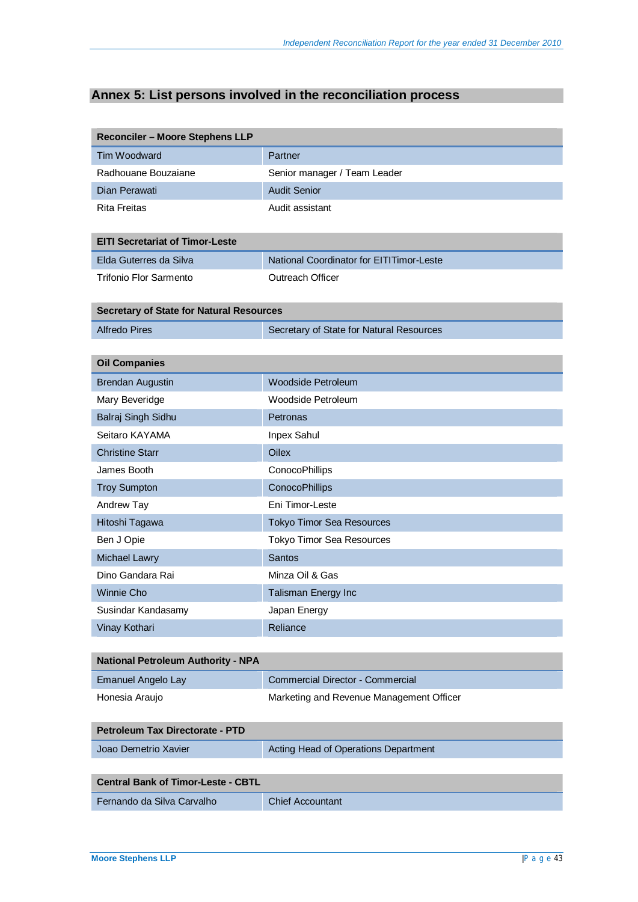## Annex 5: List persons involved in the reconciliation process

| Reconciler – Moore Stephens LLP | |
|---|---|
| Tim Woodward | Partner |
| Radhouane Bouzaiane | Senior manager / Team Leader |
| Dian Perawati | Audit Senior |
| Rita Freitas | Audit assistant |

| EITI Secretariat of Timor-Leste | |
|---|---|
| Elda Guterres da Silva | National Coordinator for EITITimor-Leste |
| Trifonio Flor Sarmento | Outreach Officer |

| Secretary of State for Natural Resources | |
|---|---|
| Alfredo Pires | Secretary of State for Natural Resources |

| Oil Companies | |
|---|---|
| Brendan Augustin | Woodside Petroleum |
| Mary Beveridge | Woodside Petroleum |
| Balraj Singh Sidhu | Petronas |
| Seitaro KAYAMA | Inpex Sahul |
| Christine Starr | Oilex |
| James Booth | ConocoPhillips |
| Troy Sumpton | ConocoPhillips |
| Andrew Tay | Eni Timor-Leste |
| Hitoshi Tagawa | Tokyo Timor Sea Resources |
| Ben J Opie | Tokyo Timor Sea Resources |
| Michael Lawry | Santos |
| Dino Gandara Rai | Minza Oil & Gas |
| Winnie Cho | Talisman Energy Inc |
| Susindar Kandasamy | Japan Energy |
| Vinay Kothari | Reliance |

| National Petroleum Authority - NPA | |
|---|---|
| Emanuel Angelo Lay | Commercial Director - Commercial |
| Honesia Araujo | Marketing and Revenue Management Officer |

| Petroleum Tax Directorate - PTD | |
|---|---|
| Joao Demetrio Xavier | Acting Head of Operations Department |

| Central Bank of Timor-Leste - CBTL | |
|---|---|
| Fernando da Silva Carvalho | Chief Accountant |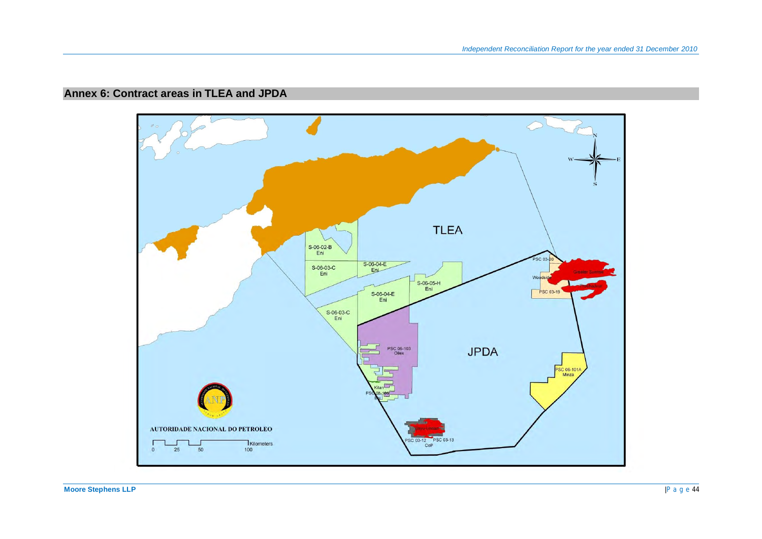## Annex 6: Contract areas in TLEA and JPDA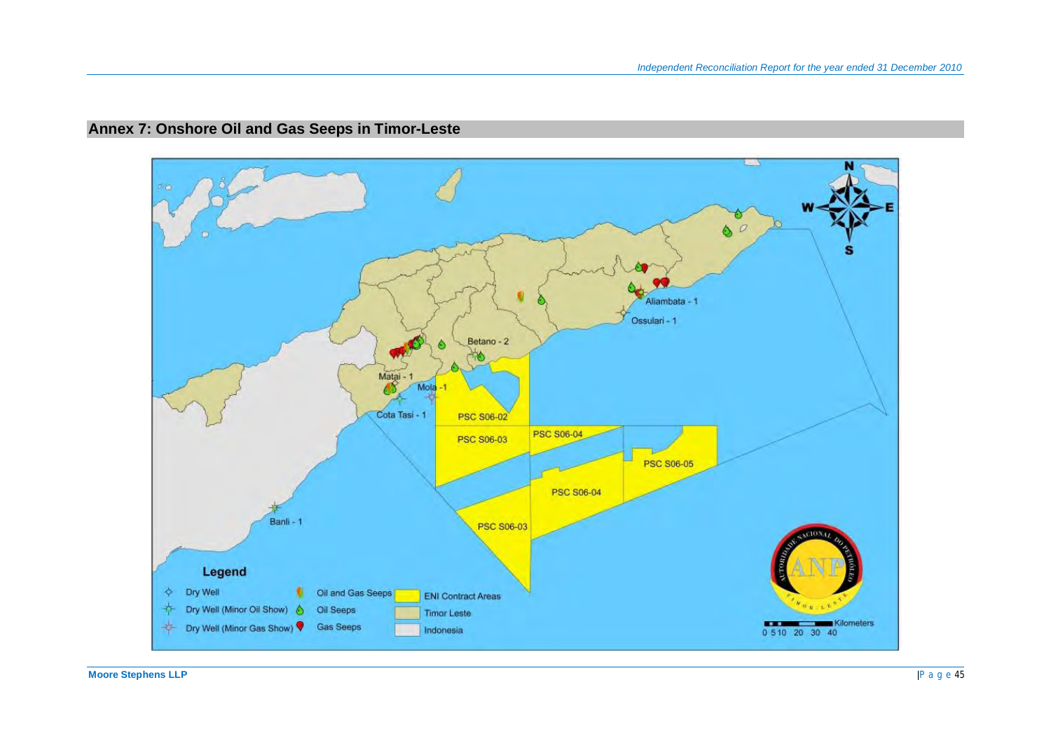## Annex 7: Onshore Oil and Gas Seeps in Timor-Leste

Aliambata - 1
Ossulari - 1
Betano - 2
Matai - 1
Mola -1
Cota Tasi - 1
Banli - 1
PSC S06-02
PSC S06-03
PSC S06-04
PSC S06-05
PSC S06-04
PSC S06-03

N
W
E
S

Legend

Dry Well
Dry Well (Minor Oil Show)
Dry Well (Minor Gas Show)
Oil and Gas Seeps
Oil Seeps
Gas Seeps
ENI Contract Areas
Timor Leste
Indonesia

AUTORIDADE NACIONAL DO PETRÓLEO
ANP
TIMOR-LESTE

Kilometers
0 5 10 20 30 40